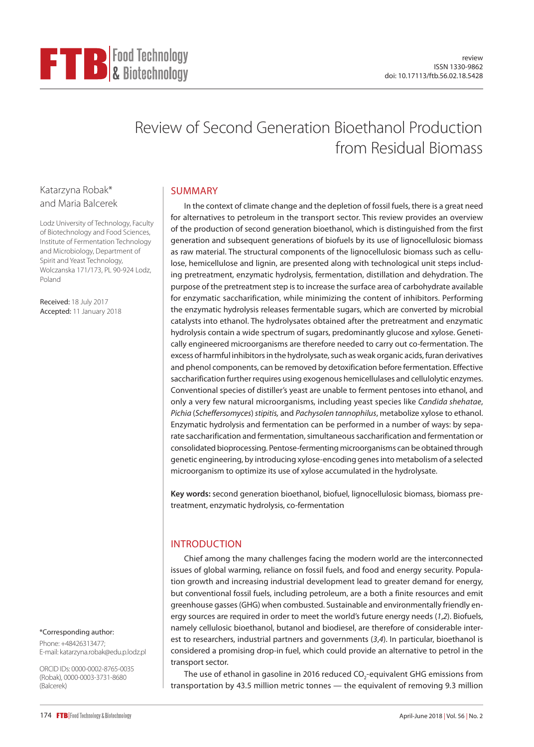review
ISSN 1330-9862
doi: 10.17113/ftb.56.02.18.5428

# Review of Second Generation Bioethanol Production from Residual Biomass

Katarzyna Robak* and Maria Balcerek

Lodz University of Technology, Faculty of Biotechnology and Food Sciences, Institute of Fermentation Technology and Microbiology, Department of Spirit and Yeast Technology, Wolczanska 171/173, PL 90-924 Lodz, Poland

Received: 18 July 2017
Accepted: 11 January 2018

*Corresponding author:
Phone: +48426313477;
E-mail: katarzyna.robak@edu.p.lodz.pl

ORCID IDs: 0000-0002-8765-0035 (Robak), 0000-0003-3731-8680 (Balcerek)

## SUMMARY

In the context of climate change and the depletion of fossil fuels, there is a great need for alternatives to petroleum in the transport sector. This review provides an overview of the production of second generation bioethanol, which is distinguished from the first generation and subsequent generations of biofuels by its use of lignocellulosic biomass as raw material. The structural components of the lignocellulosic biomass such as cellulose, hemicellulose and lignin, are presented along with technological unit steps including pretreatment, enzymatic hydrolysis, fermentation, distillation and dehydration. The purpose of the pretreatment step is to increase the surface area of carbohydrate available for enzymatic saccharification, while minimizing the content of inhibitors. Performing the enzymatic hydrolysis releases fermentable sugars, which are converted by microbial catalysts into ethanol. The hydrolysates obtained after the pretreatment and enzymatic hydrolysis contain a wide spectrum of sugars, predominantly glucose and xylose. Genetically engineered microorganisms are therefore needed to carry out co-fermentation. The excess of harmful inhibitors in the hydrolysate, such as weak organic acids, furan derivatives and phenol components, can be removed by detoxification before fermentation. Effective saccharification further requires using exogenous hemicellulases and cellulolytic enzymes. Conventional species of distiller's yeast are unable to ferment pentoses into ethanol, and only a very few natural microorganisms, including yeast species like *Candida shehatae*, *Pichia* (*Scheffersomyces*) *stipitis*, and *Pachysolen tannophilus*, metabolize xylose to ethanol. Enzymatic hydrolysis and fermentation can be performed in a number of ways: by separate saccharification and fermentation, simultaneous saccharification and fermentation or consolidated bioprocessing. Pentose-fermenting microorganisms can be obtained through genetic engineering, by introducing xylose-encoding genes into metabolism of a selected microorganism to optimize its use of xylose accumulated in the hydrolysate.

**Key words:** second generation bioethanol, biofuel, lignocellulosic biomass, biomass pretreatment, enzymatic hydrolysis, co-fermentation

## INTRODUCTION

Chief among the many challenges facing the modern world are the interconnected issues of global warming, reliance on fossil fuels, and food and energy security. Population growth and increasing industrial development lead to greater demand for energy, but conventional fossil fuels, including petroleum, are a both a finite resources and emit greenhouse gasses (GHG) when combusted. Sustainable and environmentally friendly energy sources are required in order to meet the world's future energy needs (*1*,*2*). Biofuels, namely cellulosic bioethanol, butanol and biodiesel, are therefore of considerable interest to researchers, industrial partners and governments (*3*,*4*). In particular, bioethanol is considered a promising drop-in fuel, which could provide an alternative to petrol in the transport sector.

The use of ethanol in gasoline in 2016 reduced $CO_2$-equivalent GHG emissions from transportation by 43.5 million metric tonnes — the equivalent of removing 9.3 million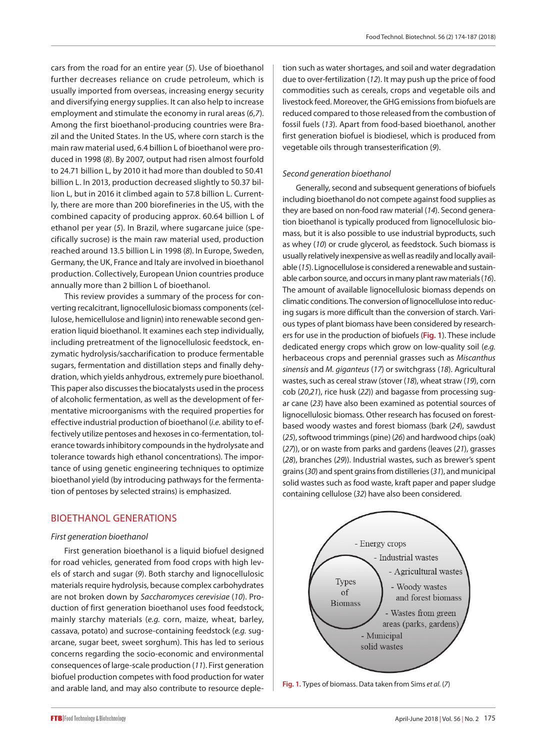cars from the road for an entire year (*5*). Use of bioethanol further decreases reliance on crude petroleum, which is usually imported from overseas, increasing energy security and diversifying energy supplies. It can also help to increase employment and stimulate the economy in rural areas (*6,7*). Among the first bioethanol-producing countries were Brazil and the United States. In the US, where corn starch is the main raw material used, 6.4 billion L of bioethanol were produced in 1998 (*8*). By 2007, output had risen almost fourfold to 24.71 billion L, by 2010 it had more than doubled to 50.41 billion L. In 2013, production decreased slightly to 50.37 billion L, but in 2016 it climbed again to 57.8 billion L. Currently, there are more than 200 biorefineries in the US, with the combined capacity of producing approx. 60.64 billion L of ethanol per year (*5*). In Brazil, where sugarcane juice (specifically sucrose) is the main raw material used, production reached around 13.5 billion L in 1998 (*8*). In Europe, Sweden, Germany, the UK, France and Italy are involved in bioethanol production. Collectively, European Union countries produce annually more than 2 billion L of bioethanol.

This review provides a summary of the process for converting recalcitrant, lignocellulosic biomass components (cellulose, hemicellulose and lignin) into renewable second generation liquid bioethanol. It examines each step individually, including pretreatment of the lignocellulosic feedstock, enzymatic hydrolysis/saccharification to produce fermentable sugars, fermentation and distillation steps and finally dehydration, which yields anhydrous, extremely pure bioethanol. This paper also discusses the biocatalysts used in the process of alcoholic fermentation, as well as the development of fermentative microorganisms with the required properties for effective industrial production of bioethanol (*i.e.* ability to effectively utilize pentoses and hexoses in co-fermentation, tolerance towards inhibitory compounds in the hydrolysate and tolerance towards high ethanol concentrations). The importance of using genetic engineering techniques to optimize bioethanol yield (by introducing pathways for the fermentation of pentoses by selected strains) is emphasized.

## BIOETHANOL GENERATIONS

### *First generation bioethanol*

First generation bioethanol is a liquid biofuel designed for road vehicles, generated from food crops with high levels of starch and sugar (*9*). Both starchy and lignocellulosic materials require hydrolysis, because complex carbohydrates are not broken down by *Saccharomyces cerevisiae* (*10*). Production of first generation bioethanol uses food feedstock, mainly starchy materials (*e.g.* corn, maize, wheat, barley, cassava, potato) and sucrose-containing feedstock (*e.g.* sugarcane, sugar beet, sweet sorghum). This has led to serious concerns regarding the socio-economic and environmental consequences of large-scale production (*11*). First generation biofuel production competes with food production for water and arable land, and may also contribute to resource depletion such as water shortages, and soil and water degradation due to over-fertilization (*12*). It may push up the price of food commodities such as cereals, crops and vegetable oils and livestock feed. Moreover, the GHG emissions from biofuels are reduced compared to those released from the combustion of fossil fuels (*13*). Apart from food-based bioethanol, another first generation biofuel is biodiesel, which is produced from vegetable oils through transesterification (*9*).

### *Second generation bioethanol*

Generally, second and subsequent generations of biofuels including bioethanol do not compete against food supplies as they are based on non-food raw material (*14*). Second generation bioethanol is typically produced from lignocellulosic biomass, but it is also possible to use industrial byproducts, such as whey (*10*) or crude glycerol, as feedstock. Such biomass is usually relatively inexpensive as well as readily and locally available (*15*). Lignocellulose is considered a renewable and sustainable carbon source, and occurs in many plant raw materials (*16*). The amount of available lignocellulosic biomass depends on climatic conditions. The conversion of lignocellulose into reducing sugars is more difficult than the conversion of starch. Various types of plant biomass have been considered by researchers for use in the production of biofuels (Fig. 1). These include dedicated energy crops which grow on low-quality soil (*e.g.* herbaceous crops and perennial grasses such as *Miscanthus sinensis* and *M. giganteus* (*17*) or switchgrass (*18*). Agricultural wastes, such as cereal straw (stover (*18*), wheat straw (*19*), corn cob (*20,21*), rice husk (*22*)) and bagasse from processing sugar cane (*23*) have also been examined as potential sources of lignocellulosic biomass. Other research has focused on forest-based woody wastes and forest biomass (bark (*24*), sawdust (*25*), softwood trimmings (pine) (*26*) and hardwood chips (oak) (*27*)), or on waste from parks and gardens (leaves (*21*), grasses (*28*), branches (*29*)). Industrial wastes, such as brewer's spent grains (*30*) and spent grains from distilleries (*31*), and municipal solid wastes such as food waste, kraft paper and paper sludge containing cellulose (*32*) have also been considered.

Types of Biomass
- Energy crops
- Industrial wastes
- Agricultural wastes
- Woody wastes and forest biomass
- Wastes from green areas (parks, gardens)
- Municipal solid wastes

Fig. 1. Types of biomass. Data taken from Sims *et al.* (*7*)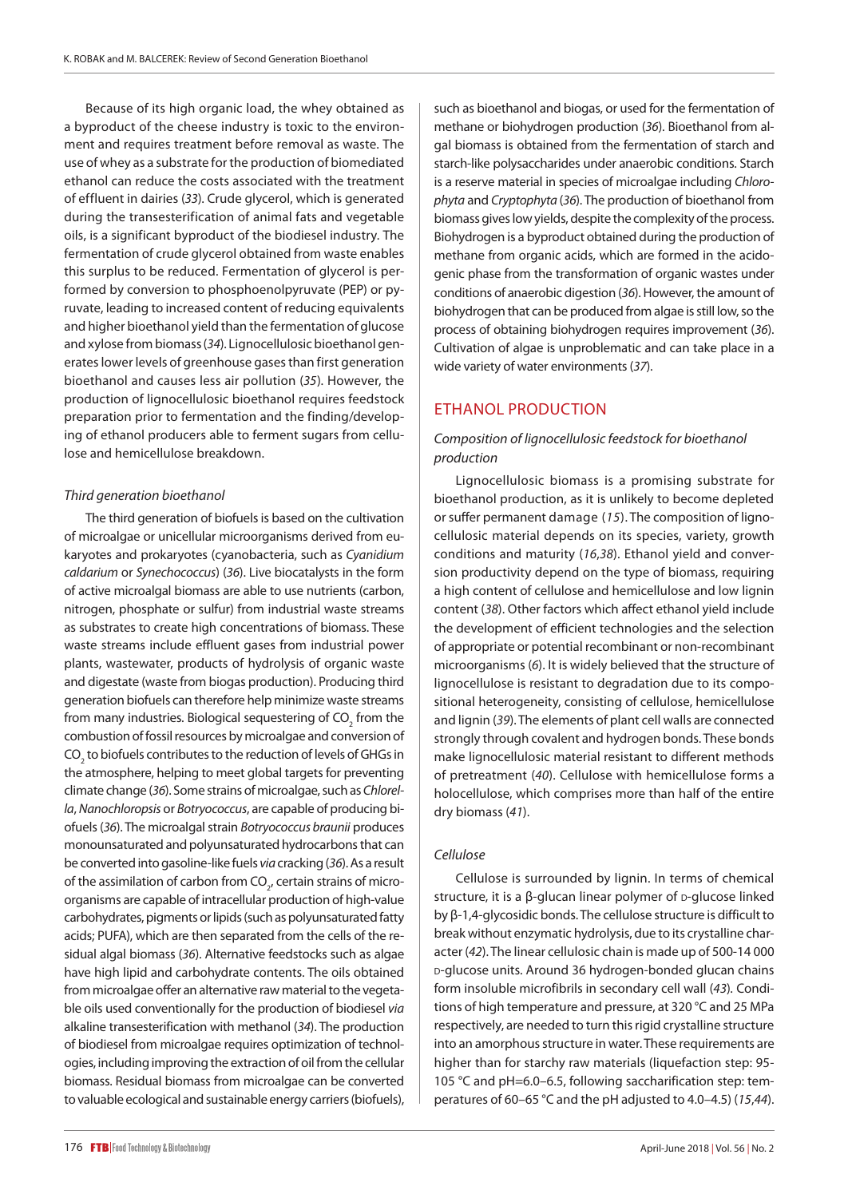Because of its high organic load, the whey obtained as a byproduct of the cheese industry is toxic to the environment and requires treatment before removal as waste. The use of whey as a substrate for the production of biomediated ethanol can reduce the costs associated with the treatment of effluent in dairies (*33*). Crude glycerol, which is generated during the transesterification of animal fats and vegetable oils, is a significant byproduct of the biodiesel industry. The fermentation of crude glycerol obtained from waste enables this surplus to be reduced. Fermentation of glycerol is performed by conversion to phosphoenolpyruvate (PEP) or pyruvate, leading to increased content of reducing equivalents and higher bioethanol yield than the fermentation of glucose and xylose from biomass (*34*). Lignocellulosic bioethanol generates lower levels of greenhouse gases than first generation bioethanol and causes less air pollution (*35*). However, the production of lignocellulosic bioethanol requires feedstock preparation prior to fermentation and the finding/developing of ethanol producers able to ferment sugars from cellulose and hemicellulose breakdown.

### *Third generation bioethanol*

The third generation of biofuels is based on the cultivation of microalgae or unicellular microorganisms derived from eukaryotes and prokaryotes (cyanobacteria, such as *Cyanidium caldarium* or *Synechococcus*) (*36*). Live biocatalysts in the form of active microalgal biomass are able to use nutrients (carbon, nitrogen, phosphate or sulfur) from industrial waste streams as substrates to create high concentrations of biomass. These waste streams include effluent gases from industrial power plants, wastewater, products of hydrolysis of organic waste and digestate (waste from biogas production). Producing third generation biofuels can therefore help minimize waste streams from many industries. Biological sequestering of $CO_2$ from the combustion of fossil resources by microalgae and conversion of $CO_2$ to biofuels contributes to the reduction of levels of GHGs in the atmosphere, helping to meet global targets for preventing climate change (*36*). Some strains of microalgae, such as *Chlorella*, *Nanochloropsis* or *Botryococcus*, are capable of producing biofuels (*36*). The microalgal strain *Botryococcus braunii* produces monounsaturated and polyunsaturated hydrocarbons that can be converted into gasoline-like fuels *via* cracking (*36*). As a result of the assimilation of carbon from $CO_2$, certain strains of microorganisms are capable of intracellular production of high-value carbohydrates, pigments or lipids (such as polyunsaturated fatty acids; PUFA), which are then separated from the cells of the residual algal biomass (*36*). Alternative feedstocks such as algae have high lipid and carbohydrate contents. The oils obtained from microalgae offer an alternative raw material to the vegetable oils used conventionally for the production of biodiesel *via* alkaline transesterification with methanol (*34*). The production of biodiesel from microalgae requires optimization of technologies, including improving the extraction of oil from the cellular biomass. Residual biomass from microalgae can be converted to valuable ecological and sustainable energy carriers (biofuels), such as bioethanol and biogas, or used for the fermentation of methane or biohydrogen production (*36*). Bioethanol from algal biomass is obtained from the fermentation of starch and starch-like polysaccharides under anaerobic conditions. Starch is a reserve material in species of microalgae including *Chlorophyta* and *Cryptophyta* (*36*). The production of bioethanol from biomass gives low yields, despite the complexity of the process. Biohydrogen is a byproduct obtained during the production of methane from organic acids, which are formed in the acidogenic phase from the transformation of organic wastes under conditions of anaerobic digestion (*36*). However, the amount of biohydrogen that can be produced from algae is still low, so the process of obtaining biohydrogen requires improvement (*36*). Cultivation of algae is unproblematic and can take place in a wide variety of water environments (*37*).

## ETHANOL PRODUCTION

### *Composition of lignocellulosic feedstock for bioethanol production*

Lignocellulosic biomass is a promising substrate for bioethanol production, as it is unlikely to become depleted or suffer permanent damage (*15*). The composition of lignocellulosic material depends on its species, variety, growth conditions and maturity (*16*,*38*). Ethanol yield and conversion productivity depend on the type of biomass, requiring a high content of cellulose and hemicellulose and low lignin content (*38*). Other factors which affect ethanol yield include the development of efficient technologies and the selection of appropriate or potential recombinant or non-recombinant microorganisms (*6*). It is widely believed that the structure of lignocellulose is resistant to degradation due to its compositional heterogeneity, consisting of cellulose, hemicellulose and lignin (*39*). The elements of plant cell walls are connected strongly through covalent and hydrogen bonds. These bonds make lignocellulosic material resistant to different methods of pretreatment (*40*). Cellulose with hemicellulose forms a holocellulose, which comprises more than half of the entire dry biomass (*41*).

### *Cellulose*

Cellulose is surrounded by lignin. In terms of chemical structure, it is a β-glucan linear polymer of D-glucose linked by β-1,4-glycosidic bonds. The cellulose structure is difficult to break without enzymatic hydrolysis, due to its crystalline character (*42*). The linear cellulosic chain is made up of 500-14 000 D-glucose units. Around 36 hydrogen-bonded glucan chains form insoluble microfibrils in secondary cell wall (*43*). Conditions of high temperature and pressure, at 320 °C and 25 MPa respectively, are needed to turn this rigid crystalline structure into an amorphous structure in water. These requirements are higher than for starchy raw materials (liquefaction step: 95-105 °C and pH=6.0–6.5, following saccharification step: temperatures of 60–65 °C and the pH adjusted to 4.0–4.5) (*15*,*44*).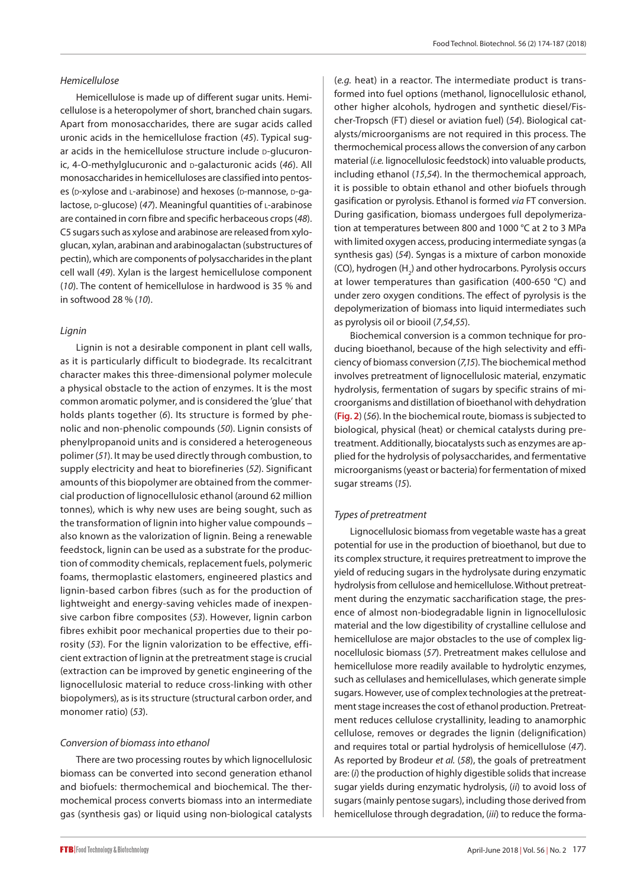### *Hemicellulose*

Hemicellulose is made up of different sugar units. Hemicellulose is a heteropolymer of short, branched chain sugars. Apart from monosaccharides, there are sugar acids called uronic acids in the hemicellulose fraction (*45*). Typical sugar acids in the hemicellulose structure include D-glucuronic, 4-O-methylglucuronic and D-galacturonic acids (*46*). All monosaccharides in hemicelluloses are classified into pentoses (D-xylose and L-arabinose) and hexoses (D-mannose, D-galactose, D-glucose) (*47*). Meaningful quantities of L-arabinose are contained in corn fibre and specific herbaceous crops (*48*). C5 sugars such as xylose and arabinose are released from xyloglucan, xylan, arabinan and arabinogalactan (substructures of pectin), which are components of polysaccharides in the plant cell wall (*49*). Xylan is the largest hemicellulose component (*10*). The content of hemicellulose in hardwood is 35 % and in softwood 28 % (*10*).

### *Lignin*

Lignin is not a desirable component in plant cell walls, as it is particularly difficult to biodegrade. Its recalcitrant character makes this three-dimensional polymer molecule a physical obstacle to the action of enzymes. It is the most common aromatic polymer, and is considered the 'glue' that holds plants together (*6*). Its structure is formed by phenolic and non-phenolic compounds (*50*). Lignin consists of phenylpropanoid units and is considered a heterogeneous polimer (*51*). It may be used directly through combustion, to supply electricity and heat to biorefineries (*52*). Significant amounts of this biopolymer are obtained from the commercial production of lignocellulosic ethanol (around 62 million tonnes), which is why new uses are being sought, such as the transformation of lignin into higher value compounds – also known as the valorization of lignin. Being a renewable feedstock, lignin can be used as a substrate for the production of commodity chemicals, replacement fuels, polymeric foams, thermoplastic elastomers, engineered plastics and lignin-based carbon fibres (such as for the production of lightweight and energy-saving vehicles made of inexpensive carbon fibre composites (*53*). However, lignin carbon fibres exhibit poor mechanical properties due to their porosity (*53*). For the lignin valorization to be effective, efficient extraction of lignin at the pretreatment stage is crucial (extraction can be improved by genetic engineering of the lignocellulosic material to reduce cross-linking with other biopolymers), as is its structure (structural carbon order, and monomer ratio) (*53*).

### *Conversion of biomass into ethanol*

There are two processing routes by which lignocellulosic biomass can be converted into second generation ethanol and biofuels: thermochemical and biochemical. The thermochemical process converts biomass into an intermediate gas (synthesis gas) or liquid using non-biological catalysts (*e.g.* heat) in a reactor. The intermediate product is transformed into fuel options (methanol, lignocellulosic ethanol, other higher alcohols, hydrogen and synthetic diesel/Fischer-Tropsch (FT) diesel or aviation fuel) (*54*). Biological catalysts/microorganisms are not required in this process. The thermochemical process allows the conversion of any carbon material (*i.e.* lignocellulosic feedstock) into valuable products, including ethanol (*15*,*54*). In the thermochemical approach, it is possible to obtain ethanol and other biofuels through gasification or pyrolysis. Ethanol is formed *via* FT conversion. During gasification, biomass undergoes full depolymerization at temperatures between 800 and 1000 °C at 2 to 3 MPa with limited oxygen access, producing intermediate syngas (a synthesis gas) (*54*). Syngas is a mixture of carbon monoxide (CO), hydrogen ($H_2$) and other hydrocarbons. Pyrolysis occurs at lower temperatures than gasification (400-650 °C) and under zero oxygen conditions. The effect of pyrolysis is the depolymerization of biomass into liquid intermediates such as pyrolysis oil or biooil (*7*,*54*,*55*).

Biochemical conversion is a common technique for producing bioethanol, because of the high selectivity and efficiency of biomass conversion (*7*,*15*). The biochemical method involves pretreatment of lignocellulosic material, enzymatic hydrolysis, fermentation of sugars by specific strains of microorganisms and distillation of bioethanol with dehydration (**Fig. 2**) (*56*). In the biochemical route, biomass is subjected to biological, physical (heat) or chemical catalysts during pretreatment. Additionally, biocatalysts such as enzymes are applied for the hydrolysis of polysaccharides, and fermentative microorganisms (yeast or bacteria) for fermentation of mixed sugar streams (*15*).

### *Types of pretreatment*

Lignocellulosic biomass from vegetable waste has a great potential for use in the production of bioethanol, but due to its complex structure, it requires pretreatment to improve the yield of reducing sugars in the hydrolysate during enzymatic hydrolysis from cellulose and hemicellulose. Without pretreatment during the enzymatic saccharification stage, the presence of almost non-biodegradable lignin in lignocellulosic material and the low digestibility of crystalline cellulose and hemicellulose are major obstacles to the use of complex lignocellulosic biomass (*57*). Pretreatment makes cellulose and hemicellulose more readily available to hydrolytic enzymes, such as cellulases and hemicellulases, which generate simple sugars. However, use of complex technologies at the pretreatment stage increases the cost of ethanol production. Pretreatment reduces cellulose crystallinity, leading to anamorphic cellulose, removes or degrades the lignin (delignification) and requires total or partial hydrolysis of hemicellulose (*47*). As reported by Brodeur *et al.* (*58*), the goals of pretreatment are: (*i*) the production of highly digestible solids that increase sugar yields during enzymatic hydrolysis, (*ii*) to avoid loss of sugars (mainly pentose sugars), including those derived from hemicellulose through degradation, (*iii*) to reduce the forma-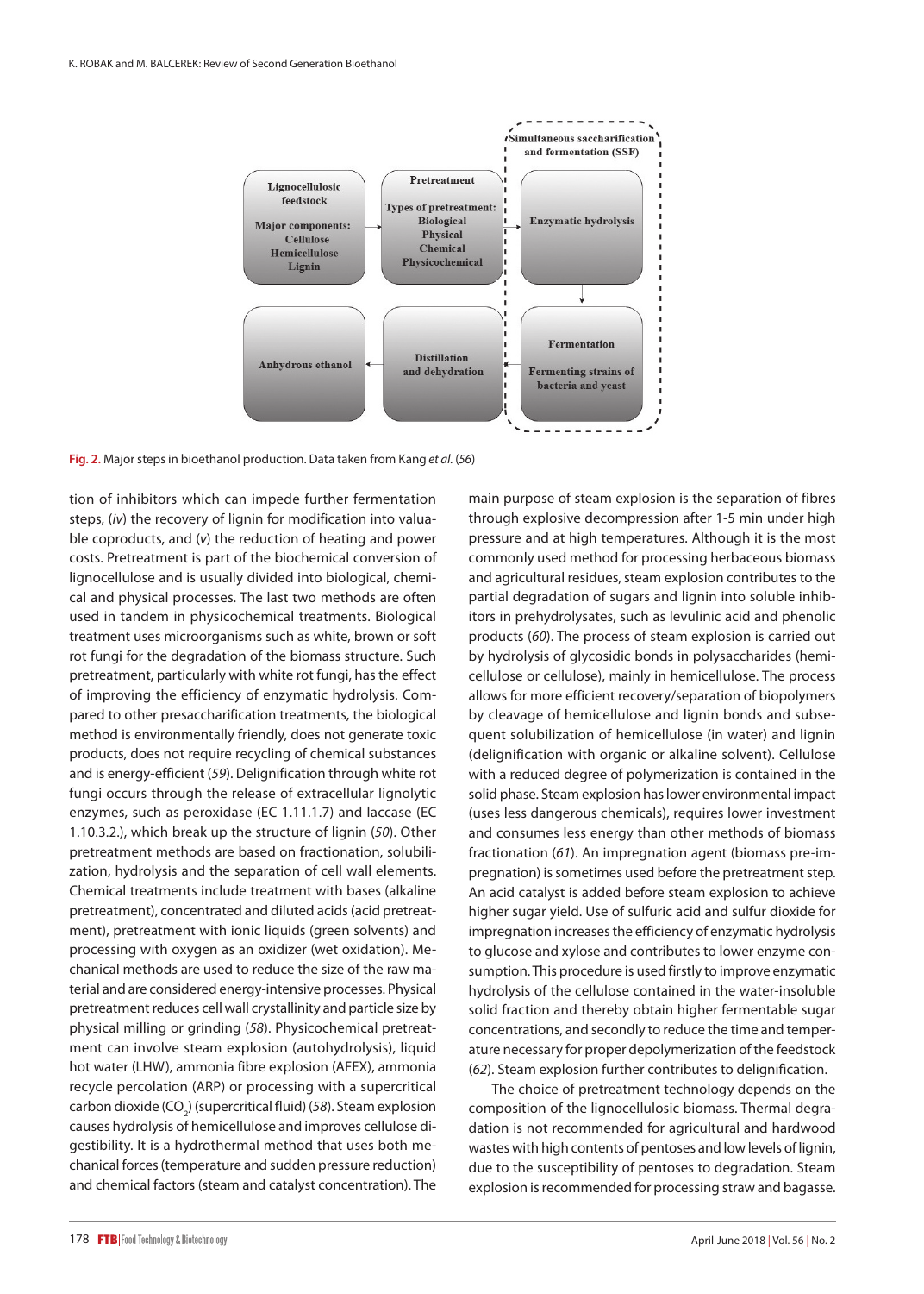**Fig. 2.** Major steps in bioethanol production. Data taken from Kang *et al.* (*56*)

tion of inhibitors which can impede further fermentation steps, (*iv*) the recovery of lignin for modification into valuable coproducts, and (*v*) the reduction of heating and power costs. Pretreatment is part of the biochemical conversion of lignocellulose and is usually divided into biological, chemical and physical processes. The last two methods are often used in tandem in physicochemical treatments. Biological treatment uses microorganisms such as white, brown or soft rot fungi for the degradation of the biomass structure. Such pretreatment, particularly with white rot fungi, has the effect of improving the efficiency of enzymatic hydrolysis. Compared to other presaccharification treatments, the biological method is environmentally friendly, does not generate toxic products, does not require recycling of chemical substances and is energy-efficient (*59*). Delignification through white rot fungi occurs through the release of extracellular lignolytic enzymes, such as peroxidase (EC 1.11.1.7) and laccase (EC 1.10.3.2.), which break up the structure of lignin (*50*). Other pretreatment methods are based on fractionation, solubilization, hydrolysis and the separation of cell wall elements. Chemical treatments include treatment with bases (alkaline pretreatment), concentrated and diluted acids (acid pretreatment), pretreatment with ionic liquids (green solvents) and processing with oxygen as an oxidizer (wet oxidation). Mechanical methods are used to reduce the size of the raw material and are considered energy-intensive processes. Physical pretreatment reduces cell wall crystallinity and particle size by physical milling or grinding (*58*). Physicochemical pretreatment can involve steam explosion (autohydrolysis), liquid hot water (LHW), ammonia fibre explosion (AFEX), ammonia recycle percolation (ARP) or processing with a supercritical carbon dioxide ($CO_2$) (supercritical fluid) (*58*). Steam explosion causes hydrolysis of hemicellulose and improves cellulose digestibility. It is a hydrothermal method that uses both mechanical forces (temperature and sudden pressure reduction) and chemical factors (steam and catalyst concentration). The main purpose of steam explosion is the separation of fibres through explosive decompression after 1-5 min under high pressure and at high temperatures. Although it is the most commonly used method for processing herbaceous biomass and agricultural residues, steam explosion contributes to the partial degradation of sugars and lignin into soluble inhibitors in prehydrolysates, such as levulinic acid and phenolic products (*60*). The process of steam explosion is carried out by hydrolysis of glycosidic bonds in polysaccharides (hemicellulose or cellulose), mainly in hemicellulose. The process allows for more efficient recovery/separation of biopolymers by cleavage of hemicellulose and lignin bonds and subsequent solubilization of hemicellulose (in water) and lignin (delignification with organic or alkaline solvent). Cellulose with a reduced degree of polymerization is contained in the solid phase. Steam explosion has lower environmental impact (uses less dangerous chemicals), requires lower investment and consumes less energy than other methods of biomass fractionation (*61*). An impregnation agent (biomass pre-impregnation) is sometimes used before the pretreatment step. An acid catalyst is added before steam explosion to achieve higher sugar yield. Use of sulfuric acid and sulfur dioxide for impregnation increases the efficiency of enzymatic hydrolysis to glucose and xylose and contributes to lower enzyme consumption. This procedure is used firstly to improve enzymatic hydrolysis of the cellulose contained in the water-insoluble solid fraction and thereby obtain higher fermentable sugar concentrations, and secondly to reduce the time and temperature necessary for proper depolymerization of the feedstock (*62*). Steam explosion further contributes to delignification.

The choice of pretreatment technology depends on the composition of the lignocellulosic biomass. Thermal degradation is not recommended for agricultural and hardwood wastes with high contents of pentoses and low levels of lignin, due to the susceptibility of pentoses to degradation. Steam explosion is recommended for processing straw and bagasse.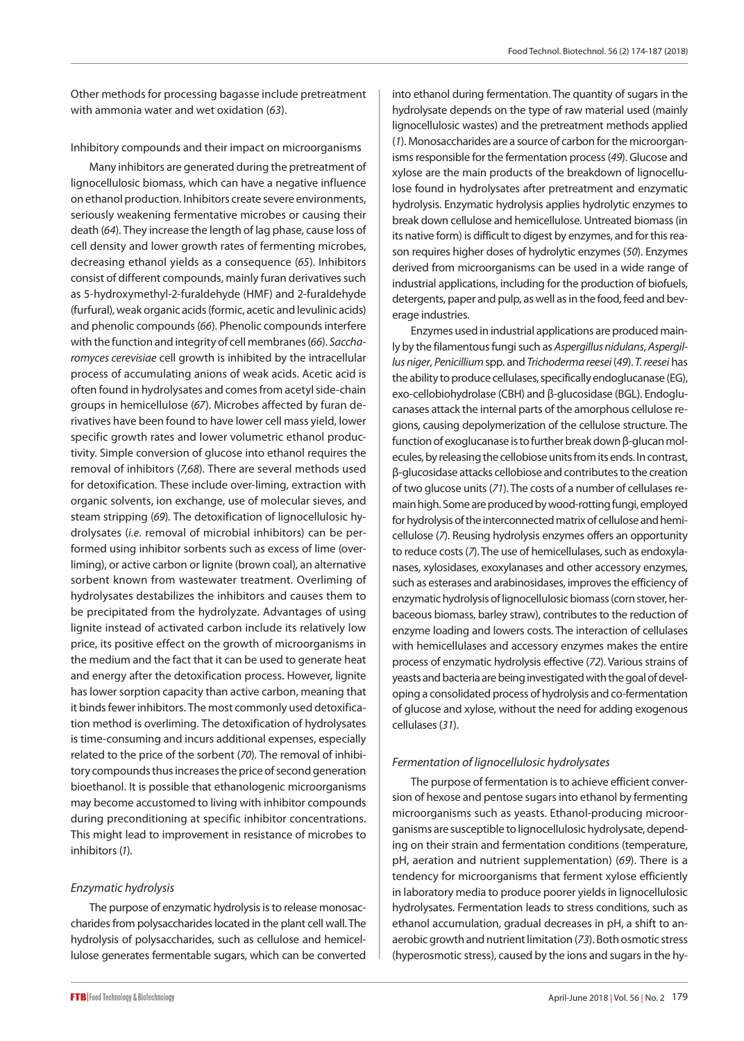Other methods for processing bagasse include pretreatment with ammonia water and wet oxidation (*63*).

Inhibitory compounds and their impact on microorganisms

Many inhibitors are generated during the pretreatment of lignocellulosic biomass, which can have a negative influence on ethanol production. Inhibitors create severe environments, seriously weakening fermentative microbes or causing their death (*64*). They increase the length of lag phase, cause loss of cell density and lower growth rates of fermenting microbes, decreasing ethanol yields as a consequence (*65*). Inhibitors consist of different compounds, mainly furan derivatives such as 5-hydroxymethyl-2-furaldehyde (HMF) and 2-furaldehyde (furfural), weak organic acids (formic, acetic and levulinic acids) and phenolic compounds (*66*). Phenolic compounds interfere with the function and integrity of cell membranes (*66*). *Saccharomyces cerevisiae* cell growth is inhibited by the intracellular process of accumulating anions of weak acids. Acetic acid is often found in hydrolysates and comes from acetyl side-chain groups in hemicellulose (*67*). Microbes affected by furan derivatives have been found to have lower cell mass yield, lower specific growth rates and lower volumetric ethanol productivity. Simple conversion of glucose into ethanol requires the removal of inhibitors (*7,68*). There are several methods used for detoxification. These include over-liming, extraction with organic solvents, ion exchange, use of molecular sieves, and steam stripping (*69*). The detoxification of lignocellulosic hydrolysates (*i.e.* removal of microbial inhibitors) can be performed using inhibitor sorbents such as excess of lime (overliming), or active carbon or lignite (brown coal), an alternative sorbent known from wastewater treatment. Overliming of hydrolysates destabilizes the inhibitors and causes them to be precipitated from the hydrolyzate. Advantages of using lignite instead of activated carbon include its relatively low price, its positive effect on the growth of microorganisms in the medium and the fact that it can be used to generate heat and energy after the detoxification process. However, lignite has lower sorption capacity than active carbon, meaning that it binds fewer inhibitors. The most commonly used detoxification method is overliming. The detoxification of hydrolysates is time-consuming and incurs additional expenses, especially related to the price of the sorbent (*70*). The removal of inhibitory compounds thus increases the price of second generation bioethanol. It is possible that ethanologenic microorganisms may become accustomed to living with inhibitor compounds during preconditioning at specific inhibitor concentrations. This might lead to improvement in resistance of microbes to inhibitors (*1*).

### *Enzymatic hydrolysis*

The purpose of enzymatic hydrolysis is to release monosaccharides from polysaccharides located in the plant cell wall. The hydrolysis of polysaccharides, such as cellulose and hemicellulose generates fermentable sugars, which can be converted into ethanol during fermentation. The quantity of sugars in the hydrolysate depends on the type of raw material used (mainly lignocellulosic wastes) and the pretreatment methods applied (*1*). Monosaccharides are a source of carbon for the microorganisms responsible for the fermentation process (*49*). Glucose and xylose are the main products of the breakdown of lignocellulose found in hydrolysates after pretreatment and enzymatic hydrolysis. Enzymatic hydrolysis applies hydrolytic enzymes to break down cellulose and hemicellulose. Untreated biomass (in its native form) is difficult to digest by enzymes, and for this reason requires higher doses of hydrolytic enzymes (*50*). Enzymes derived from microorganisms can be used in a wide range of industrial applications, including for the production of biofuels, detergents, paper and pulp, as well as in the food, feed and beverage industries.

Enzymes used in industrial applications are produced mainly by the filamentous fungi such as *Aspergillus nidulans*, *Aspergillus niger*, *Penicillium* spp. and *Trichoderma reesei* (*49*). *T. reesei* has the ability to produce cellulases, specifically endoglucanase (EG), exo-cellobiohydrolase (CBH) and β-glucosidase (BGL). Endoglucanases attack the internal parts of the amorphous cellulose regions, causing depolymerization of the cellulose structure. The function of exoglucanase is to further break down β-glucan molecules, by releasing the cellobiose units from its ends. In contrast, β-glucosidase attacks cellobiose and contributes to the creation of two glucose units (*71*). The costs of a number of cellulases remain high. Some are produced by wood-rotting fungi, employed for hydrolysis of the interconnected matrix of cellulose and hemicellulose (*7*). Reusing hydrolysis enzymes offers an opportunity to reduce costs (*7*). The use of hemicellulases, such as endoxylanases, xylosidases, exoxylanases and other accessory enzymes, such as esterases and arabinosidases, improves the efficiency of enzymatic hydrolysis of lignocellulosic biomass (corn stover, herbaceous biomass, barley straw), contributes to the reduction of enzyme loading and lowers costs. The interaction of cellulases with hemicellulases and accessory enzymes makes the entire process of enzymatic hydrolysis effective (*72*). Various strains of yeasts and bacteria are being investigated with the goal of developing a consolidated process of hydrolysis and co-fermentation of glucose and xylose, without the need for adding exogenous cellulases (*31*).

### *Fermentation of lignocellulosic hydrolysates*

The purpose of fermentation is to achieve efficient conversion of hexose and pentose sugars into ethanol by fermenting microorganisms such as yeasts. Ethanol-producing microorganisms are susceptible to lignocellulosic hydrolysate, depending on their strain and fermentation conditions (temperature, pH, aeration and nutrient supplementation) (*69*). There is a tendency for microorganisms that ferment xylose efficiently in laboratory media to produce poorer yields in lignocellulosic hydrolysates. Fermentation leads to stress conditions, such as ethanol accumulation, gradual decreases in pH, a shift to anaerobic growth and nutrient limitation (*73*). Both osmotic stress (hyperosmotic stress), caused by the ions and sugars in the hy-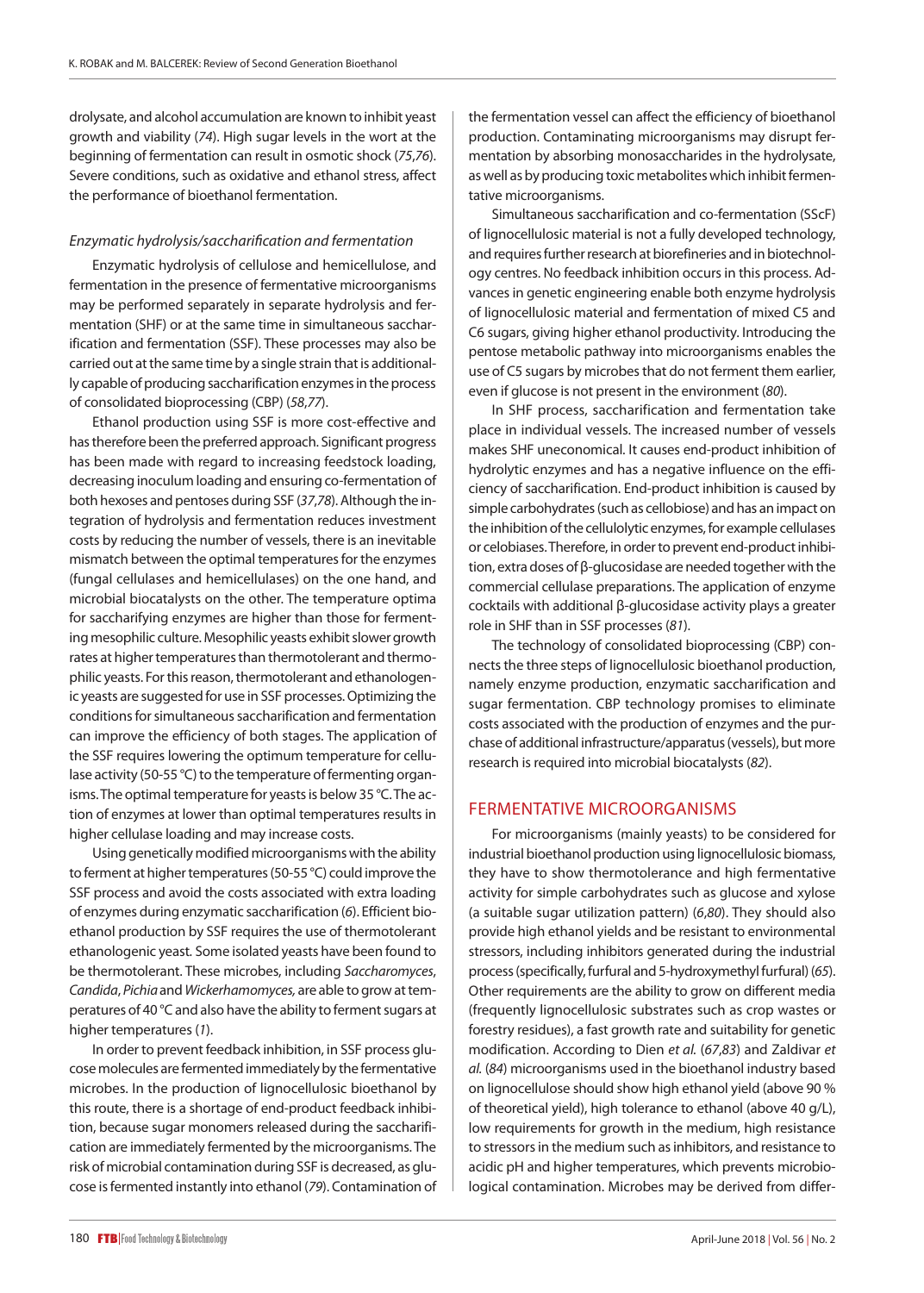drolysate, and alcohol accumulation are known to inhibit yeast growth and viability (*74*). High sugar levels in the wort at the beginning of fermentation can result in osmotic shock (*75,76*). Severe conditions, such as oxidative and ethanol stress, affect the performance of bioethanol fermentation.

### *Enzymatic hydrolysis/saccharification and fermentation*

Enzymatic hydrolysis of cellulose and hemicellulose, and fermentation in the presence of fermentative microorganisms may be performed separately in separate hydrolysis and fermentation (SHF) or at the same time in simultaneous saccharification and fermentation (SSF). These processes may also be carried out at the same time by a single strain that is additionally capable of producing saccharification enzymes in the process of consolidated bioprocessing (CBP) (*58,77*).

Ethanol production using SSF is more cost-effective and has therefore been the preferred approach. Significant progress has been made with regard to increasing feedstock loading, decreasing inoculum loading and ensuring co-fermentation of both hexoses and pentoses during SSF (*37,78*). Although the integration of hydrolysis and fermentation reduces investment costs by reducing the number of vessels, there is an inevitable mismatch between the optimal temperatures for the enzymes (fungal cellulases and hemicellulases) on the one hand, and microbial biocatalysts on the other. The temperature optima for saccharifying enzymes are higher than those for fermenting mesophilic culture. Mesophilic yeasts exhibit slower growth rates at higher temperatures than thermotolerant and thermophilic yeasts. For this reason, thermotolerant and ethanologenic yeasts are suggested for use in SSF processes. Optimizing the conditions for simultaneous saccharification and fermentation can improve the efficiency of both stages. The application of the SSF requires lowering the optimum temperature for cellulase activity (50-55 °C) to the temperature of fermenting organisms. The optimal temperature for yeasts is below 35 °C. The action of enzymes at lower than optimal temperatures results in higher cellulase loading and may increase costs.

Using genetically modified microorganisms with the ability to ferment at higher temperatures (50-55 °C) could improve the SSF process and avoid the costs associated with extra loading of enzymes during enzymatic saccharification (*6*). Efficient bioethanol production by SSF requires the use of thermotolerant ethanologenic yeast. Some isolated yeasts have been found to be thermotolerant. These microbes, including *Saccharomyces*, *Candida*, *Pichia* and *Wickerhamomyces,* are able to grow at temperatures of 40 °C and also have the ability to ferment sugars at higher temperatures (*1*).

In order to prevent feedback inhibition, in SSF process glucose molecules are fermented immediately by the fermentative microbes. In the production of lignocellulosic bioethanol by this route, there is a shortage of end-product feedback inhibition, because sugar monomers released during the saccharification are immediately fermented by the microorganisms. The risk of microbial contamination during SSF is decreased, as glucose is fermented instantly into ethanol (*79*). Contamination of the fermentation vessel can affect the efficiency of bioethanol production. Contaminating microorganisms may disrupt fermentation by absorbing monosaccharides in the hydrolysate, as well as by producing toxic metabolites which inhibit fermentative microorganisms.

Simultaneous saccharification and co-fermentation (SScF) of lignocellulosic material is not a fully developed technology, and requires further research at biorefineries and in biotechnology centres. No feedback inhibition occurs in this process. Advances in genetic engineering enable both enzyme hydrolysis of lignocellulosic material and fermentation of mixed C5 and C6 sugars, giving higher ethanol productivity. Introducing the pentose metabolic pathway into microorganisms enables the use of C5 sugars by microbes that do not ferment them earlier, even if glucose is not present in the environment (*80*).

In SHF process, saccharification and fermentation take place in individual vessels. The increased number of vessels makes SHF uneconomical. It causes end-product inhibition of hydrolytic enzymes and has a negative influence on the efficiency of saccharification. End-product inhibition is caused by simple carbohydrates (such as cellobiose) and has an impact on the inhibition of the cellulolytic enzymes, for example cellulases or celobiases. Therefore, in order to prevent end-product inhibition, extra doses of β-glucosidase are needed together with the commercial cellulase preparations. The application of enzyme cocktails with additional β-glucosidase activity plays a greater role in SHF than in SSF processes (*81*).

The technology of consolidated bioprocessing (CBP) connects the three steps of lignocellulosic bioethanol production, namely enzyme production, enzymatic saccharification and sugar fermentation. CBP technology promises to eliminate costs associated with the production of enzymes and the purchase of additional infrastructure/apparatus (vessels), but more research is required into microbial biocatalysts (*82*).

## FERMENTATIVE MICROORGANISMS

For microorganisms (mainly yeasts) to be considered for industrial bioethanol production using lignocellulosic biomass, they have to show thermotolerance and high fermentative activity for simple carbohydrates such as glucose and xylose (a suitable sugar utilization pattern) (*6,80*). They should also provide high ethanol yields and be resistant to environmental stressors, including inhibitors generated during the industrial process (specifically, furfural and 5-hydroxymethyl furfural) (*65*). Other requirements are the ability to grow on different media (frequently lignocellulosic substrates such as crop wastes or forestry residues), a fast growth rate and suitability for genetic modification. According to Dien *et al.* (*67,83*) and Zaldivar *et al.* (*84*) microorganisms used in the bioethanol industry based on lignocellulose should show high ethanol yield (above 90 % of theoretical yield), high tolerance to ethanol (above 40 g/L), low requirements for growth in the medium, high resistance to stressors in the medium such as inhibitors, and resistance to acidic pH and higher temperatures, which prevents microbiological contamination. Microbes may be derived from differ-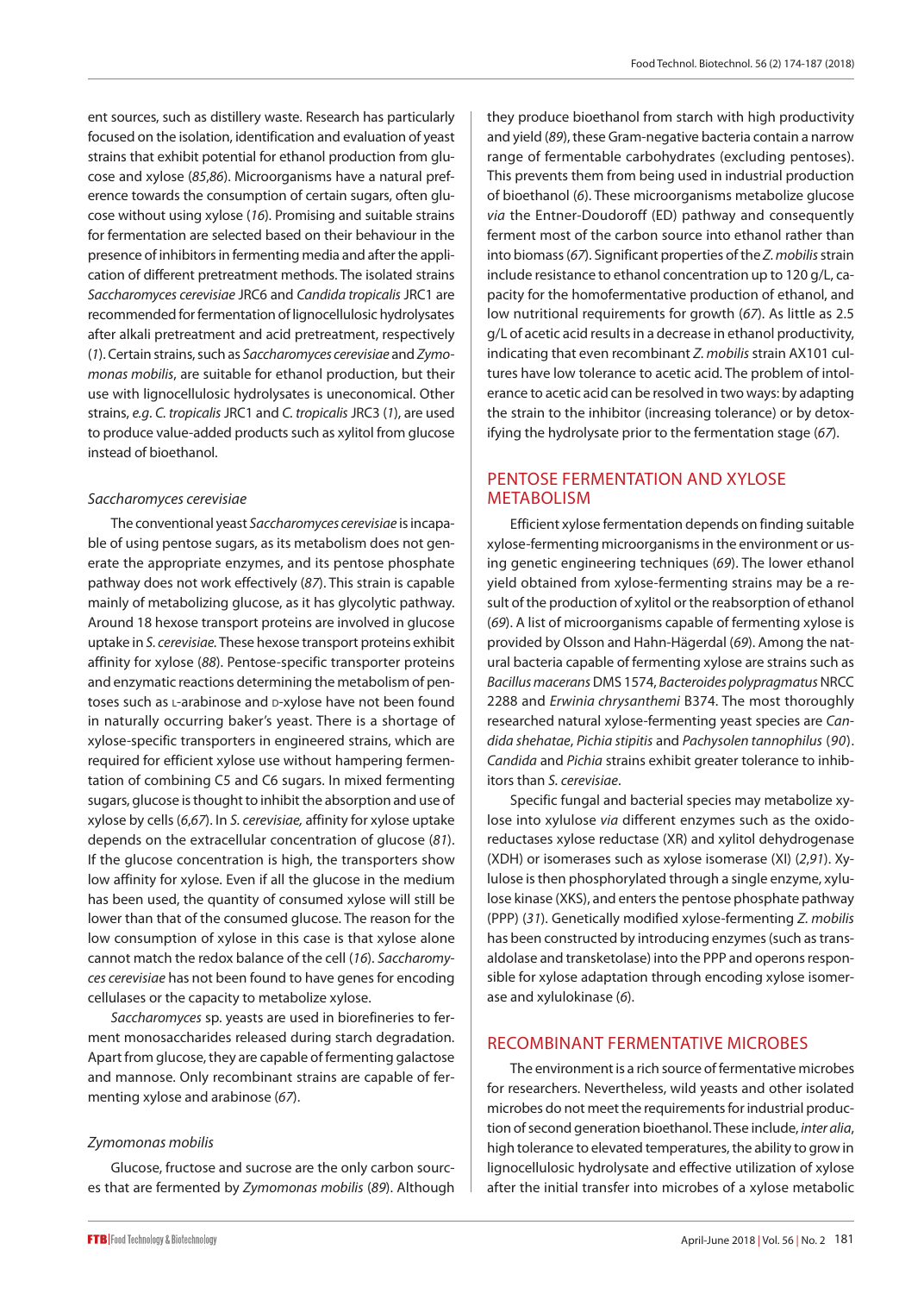ent sources, such as distillery waste. Research has particularly focused on the isolation, identification and evaluation of yeast strains that exhibit potential for ethanol production from glucose and xylose (*85*,*86*). Microorganisms have a natural preference towards the consumption of certain sugars, often glucose without using xylose (*16*). Promising and suitable strains for fermentation are selected based on their behaviour in the presence of inhibitors in fermenting media and after the application of different pretreatment methods. The isolated strains *Saccharomyces cerevisiae* JRC6 and *Candida tropicalis* JRC1 are recommended for fermentation of lignocellulosic hydrolysates after alkali pretreatment and acid pretreatment, respectively (*1*). Certain strains, such as *Saccharomyces cerevisiae* and *Zymomonas mobilis*, are suitable for ethanol production, but their use with lignocellulosic hydrolysates is uneconomical. Other strains, *e.g*. *C. tropicalis* JRC1 and *C. tropicalis* JRC3 (*1*), are used to produce value-added products such as xylitol from glucose instead of bioethanol.

### *Saccharomyces cerevisiae*

The conventional yeast *Saccharomyces cerevisiae* is incapable of using pentose sugars, as its metabolism does not generate the appropriate enzymes, and its pentose phosphate pathway does not work effectively (*87*). This strain is capable mainly of metabolizing glucose, as it has glycolytic pathway. Around 18 hexose transport proteins are involved in glucose uptake in *S. cerevisiae.* These hexose transport proteins exhibit affinity for xylose (*88*). Pentose-specific transporter proteins and enzymatic reactions determining the metabolism of pentoses such as L-arabinose and D-xylose have not been found in naturally occurring baker's yeast. There is a shortage of xylose-specific transporters in engineered strains, which are required for efficient xylose use without hampering fermentation of combining C5 and C6 sugars. In mixed fermenting sugars, glucose is thought to inhibit the absorption and use of xylose by cells (*6*,*67*). In *S. cerevisiae,* affinity for xylose uptake depends on the extracellular concentration of glucose (*81*). If the glucose concentration is high, the transporters show low affinity for xylose. Even if all the glucose in the medium has been used, the quantity of consumed xylose will still be lower than that of the consumed glucose. The reason for the low consumption of xylose in this case is that xylose alone cannot match the redox balance of the cell (*16*). *Saccharomyces cerevisiae* has not been found to have genes for encoding cellulases or the capacity to metabolize xylose.

*Saccharomyces* sp. yeasts are used in biorefineries to ferment monosaccharides released during starch degradation. Apart from glucose, they are capable of fermenting galactose and mannose. Only recombinant strains are capable of fermenting xylose and arabinose (*67*).

### *Zymomonas mobilis*

Glucose, fructose and sucrose are the only carbon sources that are fermented by *Zymomonas mobilis* (*89*). Although they produce bioethanol from starch with high productivity and yield (*89*), these Gram-negative bacteria contain a narrow range of fermentable carbohydrates (excluding pentoses). This prevents them from being used in industrial production of bioethanol (*6*). These microorganisms metabolize glucose *via* the Entner-Doudoroff (ED) pathway and consequently ferment most of the carbon source into ethanol rather than into biomass (*67*). Significant properties of the *Z. mobilis* strain include resistance to ethanol concentration up to 120 g/L, capacity for the homofermentative production of ethanol, and low nutritional requirements for growth (*67*). As little as 2.5 g/L of acetic acid results in a decrease in ethanol productivity, indicating that even recombinant *Z. mobilis* strain AX101 cultures have low tolerance to acetic acid. The problem of intolerance to acetic acid can be resolved in two ways: by adapting the strain to the inhibitor (increasing tolerance) or by detoxifying the hydrolysate prior to the fermentation stage (*67*).

## PENTOSE FERMENTATION AND XYLOSE METABOLISM

Efficient xylose fermentation depends on finding suitable xylose-fermenting microorganisms in the environment or using genetic engineering techniques (*69*). The lower ethanol yield obtained from xylose-fermenting strains may be a result of the production of xylitol or the reabsorption of ethanol (*69*). A list of microorganisms capable of fermenting xylose is provided by Olsson and Hahn-Hägerdal (*69*). Among the natural bacteria capable of fermenting xylose are strains such as *Bacillus macerans* DMS 1574, *Bacteroides polypragmatus* NRCC 2288 and *Erwinia chrysanthemi* B374. The most thoroughly researched natural xylose-fermenting yeast species are *Candida shehatae*, *Pichia stipitis* and *Pachysolen tannophilus* (*90*). *Candida* and *Pichia* strains exhibit greater tolerance to inhibitors than *S. cerevisiae*.

Specific fungal and bacterial species may metabolize xylose into xylulose *via* different enzymes such as the oxidoreductases xylose reductase (XR) and xylitol dehydrogenase (XDH) or isomerases such as xylose isomerase (XI) (*2*,*91*). Xylulose is then phosphorylated through a single enzyme, xylulose kinase (XKS), and enters the pentose phosphate pathway (PPP) (*31*). Genetically modified xylose-fermenting *Z. mobilis* has been constructed by introducing enzymes (such as transaldolase and transketolase) into the PPP and operons responsible for xylose adaptation through encoding xylose isomerase and xylulokinase (*6*).

## RECOMBINANT FERMENTATIVE MICROBES

The environment is a rich source of fermentative microbes for researchers. Nevertheless, wild yeasts and other isolated microbes do not meet the requirements for industrial production of second generation bioethanol. These include, *inter alia*, high tolerance to elevated temperatures, the ability to grow in lignocellulosic hydrolysate and effective utilization of xylose after the initial transfer into microbes of a xylose metabolic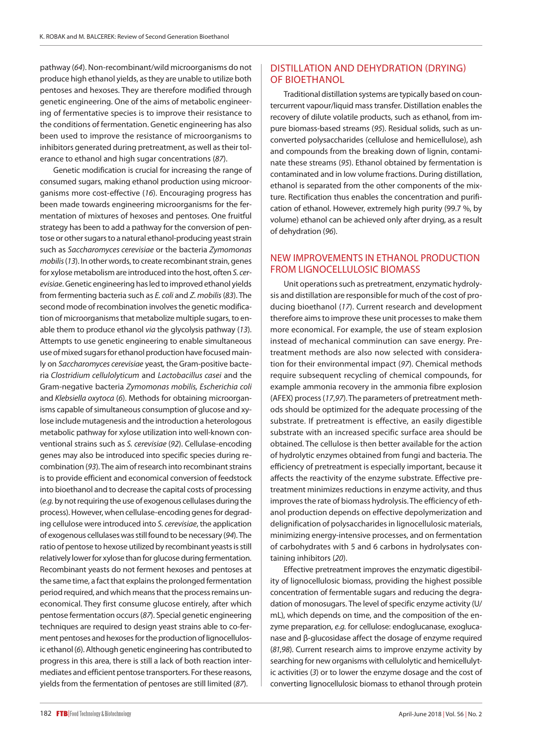pathway (*64*). Non-recombinant/wild microorganisms do not produce high ethanol yields, as they are unable to utilize both pentoses and hexoses. They are therefore modified through genetic engineering. One of the aims of metabolic engineering of fermentative species is to improve their resistance to the conditions of fermentation. Genetic engineering has also been used to improve the resistance of microorganisms to inhibitors generated during pretreatment, as well as their tolerance to ethanol and high sugar concentrations (*87*).

Genetic modification is crucial for increasing the range of consumed sugars, making ethanol production using microorganisms more cost-effective (*16*). Encouraging progress has been made towards engineering microorganisms for the fermentation of mixtures of hexoses and pentoses. One fruitful strategy has been to add a pathway for the conversion of pentose or other sugars to a natural ethanol-producing yeast strain such as *Saccharomyces cerevisiae* or the bacteria *Zymomonas mobilis* (*13*). In other words, to create recombinant strain, genes for xylose metabolism are introduced into the host, often *S. cerevisiae*. Genetic engineering has led to improved ethanol yields from fermenting bacteria such as *E. coli* and *Z. mobilis* (*83*). The second mode of recombination involves the genetic modification of microorganisms that metabolize multiple sugars, to enable them to produce ethanol *via* the glycolysis pathway (*13*). Attempts to use genetic engineering to enable simultaneous use of mixed sugars for ethanol production have focused mainly on *Saccharomyces cerevisiae* yeast, the Gram-positive bacteria *Clostridium cellulolyticum* and *Lactobacillus casei* and the Gram-negative bacteria *Zymomonas mobilis, Escherichia coli* and *Klebsiella oxytoca* (*6*). Methods for obtaining microorganisms capable of simultaneous consumption of glucose and xylose include mutagenesis and the introduction a heterologous metabolic pathway for xylose utilization into well-known conventional strains such as *S. cerevisiae* (*92*). Cellulase-encoding genes may also be introduced into specific species during recombination (*93*). The aim of research into recombinant strains is to provide efficient and economical conversion of feedstock into bioethanol and to decrease the capital costs of processing (*e.g.* by not requiring the use of exogenous cellulases during the process). However, when cellulase-encoding genes for degrading cellulose were introduced into *S. cerevisiae*, the application of exogenous cellulases was still found to be necessary (*94*). The ratio of pentose to hexose utilized by recombinant yeasts is still relatively lower for xylose than for glucose during fermentation. Recombinant yeasts do not ferment hexoses and pentoses at the same time, a fact that explains the prolonged fermentation period required, and which means that the process remains uneconomical. They first consume glucose entirely, after which pentose fermentation occurs (*87*). Special genetic engineering techniques are required to design yeast strains able to co-ferment pentoses and hexoses for the production of lignocellulosic ethanol (*6*). Although genetic engineering has contributed to progress in this area, there is still a lack of both reaction intermediates and efficient pentose transporters. For these reasons, yields from the fermentation of pentoses are still limited (*87*).

## DISTILLATION AND DEHYDRATION (DRYING) OF BIOETHANOL

Traditional distillation systems are typically based on countercurrent vapour/liquid mass transfer. Distillation enables the recovery of dilute volatile products, such as ethanol, from impure biomass-based streams (*95*). Residual solids, such as unconverted polysaccharides (cellulose and hemicellulose), ash and compounds from the breaking down of lignin, contaminate these streams (*95*). Ethanol obtained by fermentation is contaminated and in low volume fractions. During distillation, ethanol is separated from the other components of the mixture. Rectification thus enables the concentration and purification of ethanol. However, extremely high purity (99.7 %, by volume) ethanol can be achieved only after drying, as a result of dehydration (*96*).

## NEW IMPROVEMENTS IN ETHANOL PRODUCTION FROM LIGNOCELLULOSIC BIOMASS

Unit operations such as pretreatment, enzymatic hydrolysis and distillation are responsible for much of the cost of producing bioethanol (*17*). Current research and development therefore aims to improve these unit processes to make them more economical. For example, the use of steam explosion instead of mechanical comminution can save energy. Pretreatment methods are also now selected with consideration for their environmental impact (*97*). Chemical methods require subsequent recycling of chemical compounds, for example ammonia recovery in the ammonia fibre explosion (AFEX) process (*17*,*97*). The parameters of pretreatment methods should be optimized for the adequate processing of the substrate. If pretreatment is effective, an easily digestible substrate with an increased specific surface area should be obtained. The cellulose is then better available for the action of hydrolytic enzymes obtained from fungi and bacteria. The efficiency of pretreatment is especially important, because it affects the reactivity of the enzyme substrate. Effective pretreatment minimizes reductions in enzyme activity, and thus improves the rate of biomass hydrolysis. The efficiency of ethanol production depends on effective depolymerization and delignification of polysaccharides in lignocellulosic materials, minimizing energy-intensive processes, and on fermentation of carbohydrates with 5 and 6 carbons in hydrolysates containing inhibitors (*20*).

Effective pretreatment improves the enzymatic digestibility of lignocellulosic biomass, providing the highest possible concentration of fermentable sugars and reducing the degradation of monosugars. The level of specific enzyme activity (U/mL), which depends on time, and the composition of the enzyme preparation, *e.g.* for cellulose: endoglucanase, exoglucanase and β-glucosidase affect the dosage of enzyme required (*81*,*98*). Current research aims to improve enzyme activity by searching for new organisms with cellulolytic and hemicellulytic activities (*3*) or to lower the enzyme dosage and the cost of converting lignocellulosic biomass to ethanol through protein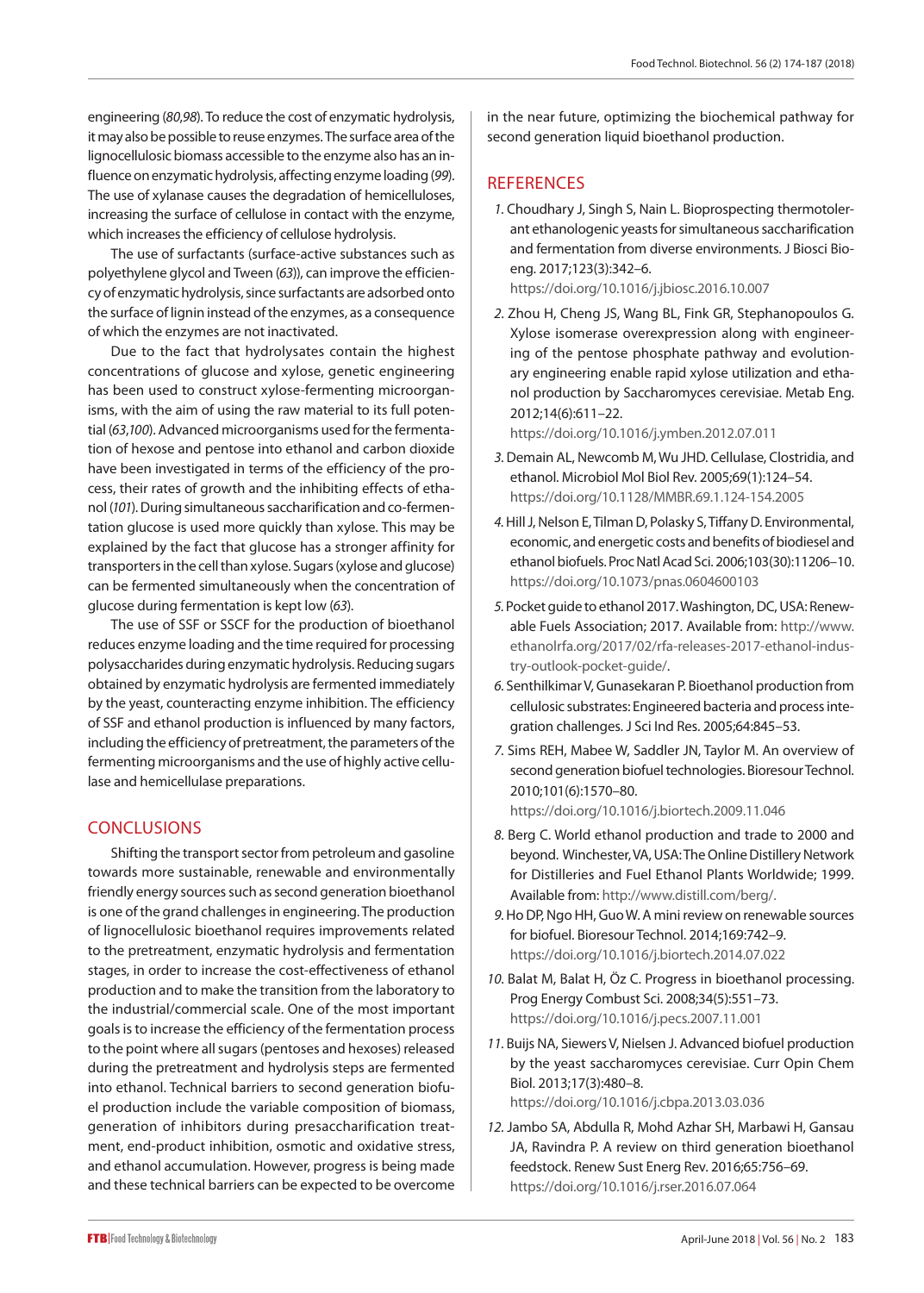engineering (*80,98*). To reduce the cost of enzymatic hydrolysis, it may also be possible to reuse enzymes. The surface area of the lignocellulosic biomass accessible to the enzyme also has an influence on enzymatic hydrolysis, affecting enzyme loading (*99*). The use of xylanase causes the degradation of hemicelluloses, increasing the surface of cellulose in contact with the enzyme, which increases the efficiency of cellulose hydrolysis.

The use of surfactants (surface-active substances such as polyethylene glycol and Tween (*63*)), can improve the efficiency of enzymatic hydrolysis, since surfactants are adsorbed onto the surface of lignin instead of the enzymes, as a consequence of which the enzymes are not inactivated.

Due to the fact that hydrolysates contain the highest concentrations of glucose and xylose, genetic engineering has been used to construct xylose-fermenting microorganisms, with the aim of using the raw material to its full potential (*63,100*). Advanced microorganisms used for the fermentation of hexose and pentose into ethanol and carbon dioxide have been investigated in terms of the efficiency of the process, their rates of growth and the inhibiting effects of ethanol (*101*). During simultaneous saccharification and co-fermentation glucose is used more quickly than xylose. This may be explained by the fact that glucose has a stronger affinity for transporters in the cell than xylose. Sugars (xylose and glucose) can be fermented simultaneously when the concentration of glucose during fermentation is kept low (*63*).

The use of SSF or SSCF for the production of bioethanol reduces enzyme loading and the time required for processing polysaccharides during enzymatic hydrolysis. Reducing sugars obtained by enzymatic hydrolysis are fermented immediately by the yeast, counteracting enzyme inhibition. The efficiency of SSF and ethanol production is influenced by many factors, including the efficiency of pretreatment, the parameters of the fermenting microorganisms and the use of highly active cellulase and hemicellulase preparations.

## CONCLUSIONS

Shifting the transport sector from petroleum and gasoline towards more sustainable, renewable and environmentally friendly energy sources such as second generation bioethanol is one of the grand challenges in engineering. The production of lignocellulosic bioethanol requires improvements related to the pretreatment, enzymatic hydrolysis and fermentation stages, in order to increase the cost-effectiveness of ethanol production and to make the transition from the laboratory to the industrial/commercial scale. One of the most important goals is to increase the efficiency of the fermentation process to the point where all sugars (pentoses and hexoses) released during the pretreatment and hydrolysis steps are fermented into ethanol. Technical barriers to second generation biofuel production include the variable composition of biomass, generation of inhibitors during presaccharification treatment, end-product inhibition, osmotic and oxidative stress, and ethanol accumulation. However, progress is being made and these technical barriers can be expected to be overcome in the near future, optimizing the biochemical pathway for second generation liquid bioethanol production.

## REFERENCES

1. Choudhary J, Singh S, Nain L. Bioprospecting thermotolerant ethanologenic yeasts for simultaneous saccharification and fermentation from diverse environments. J Biosci Bioeng. 2017;123(3):342–6. https://doi.org/10.1016/j.jbiosc.2016.10.007
2. Zhou H, Cheng JS, Wang BL, Fink GR, Stephanopoulos G. Xylose isomerase overexpression along with engineering of the pentose phosphate pathway and evolutionary engineering enable rapid xylose utilization and ethanol production by Saccharomyces cerevisiae. Metab Eng. 2012;14(6):611–22. https://doi.org/10.1016/j.ymben.2012.07.011
3. Demain AL, Newcomb M, Wu JHD. Cellulase, Clostridia, and ethanol. Microbiol Mol Biol Rev. 2005;69(1):124–54. https://doi.org/10.1128/MMBR.69.1.124-154.2005
4. Hill J, Nelson E, Tilman D, Polasky S, Tiffany D. Environmental, economic, and energetic costs and benefits of biodiesel and ethanol biofuels. Proc Natl Acad Sci. 2006;103(30):11206–10. https://doi.org/10.1073/pnas.0604600103
5. Pocket guide to ethanol 2017. Washington, DC, USA: Renewable Fuels Association; 2017. Available from: http://www.ethanolrfa.org/2017/02/rfa-releases-2017-ethanol-industry-outlook-pocket-guide/.
6. Senthilkimar V, Gunasekaran P. Bioethanol production from cellulosic substrates: Engineered bacteria and process integration challenges. J Sci Ind Res. 2005;64:845–53.
7. Sims REH, Mabee W, Saddler JN, Taylor M. An overview of second generation biofuel technologies. Bioresour Technol. 2010;101(6):1570–80. https://doi.org/10.1016/j.biortech.2009.11.046
8. Berg C. World ethanol production and trade to 2000 and beyond. Winchester, VA, USA: The Online Distillery Network for Distilleries and Fuel Ethanol Plants Worldwide; 1999. Available from: http://www.distill.com/berg/.
9. Ho DP, Ngo HH, Guo W. A mini review on renewable sources for biofuel. Bioresour Technol. 2014;169:742–9. https://doi.org/10.1016/j.biortech.2014.07.022
10. Balat M, Balat H, Öz C. Progress in bioethanol processing. Prog Energy Combust Sci. 2008;34(5):551–73. https://doi.org/10.1016/j.pecs.2007.11.001
11. Buijs NA, Siewers V, Nielsen J. Advanced biofuel production by the yeast saccharomyces cerevisiae. Curr Opin Chem Biol. 2013;17(3):480–8. https://doi.org/10.1016/j.cbpa.2013.03.036
12. Jambo SA, Abdulla R, Mohd Azhar SH, Marbawi H, Gansau JA, Ravindra P. A review on third generation bioethanol feedstock. Renew Sust Energ Rev. 2016;65:756–69. https://doi.org/10.1016/j.rser.2016.07.064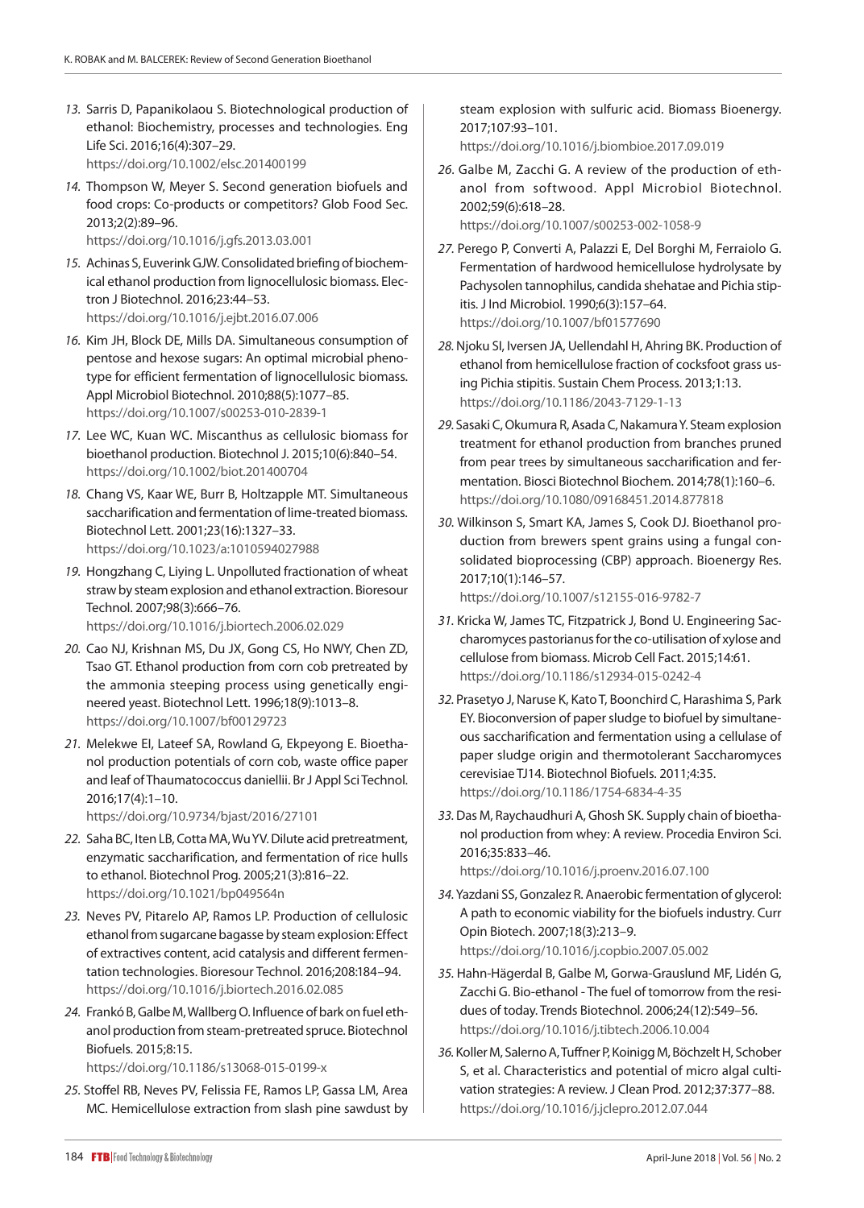13. Sarris D, Papanikolaou S. Biotechnological production of ethanol: Biochemistry, processes and technologies. Eng Life Sci. 2016;16(4):307–29.
https://doi.org/10.1002/elsc.201400199

14. Thompson W, Meyer S. Second generation biofuels and food crops: Co-products or competitors? Glob Food Sec. 2013;2(2):89–96.
https://doi.org/10.1016/j.gfs.2013.03.001

15. Achinas S, Euverink GJW. Consolidated briefing of biochemical ethanol production from lignocellulosic biomass. Electron J Biotechnol. 2016;23:44–53.
https://doi.org/10.1016/j.ejbt.2016.07.006

16. Kim JH, Block DE, Mills DA. Simultaneous consumption of pentose and hexose sugars: An optimal microbial phenotype for efficient fermentation of lignocellulosic biomass. Appl Microbiol Biotechnol. 2010;88(5):1077–85.
https://doi.org/10.1007/s00253-010-2839-1

17. Lee WC, Kuan WC. Miscanthus as cellulosic biomass for bioethanol production. Biotechnol J. 2015;10(6):840–54.
https://doi.org/10.1002/biot.201400704

18. Chang VS, Kaar WE, Burr B, Holtzapple MT. Simultaneous saccharification and fermentation of lime-treated biomass. Biotechnol Lett. 2001;23(16):1327–33.
https://doi.org/10.1023/a:1010594027988

19. Hongzhang C, Liying L. Unpolluted fractionation of wheat straw by steam explosion and ethanol extraction. Bioresour Technol. 2007;98(3):666–76.
https://doi.org/10.1016/j.biortech.2006.02.029

20. Cao NJ, Krishnan MS, Du JX, Gong CS, Ho NWY, Chen ZD, Tsao GT. Ethanol production from corn cob pretreated by the ammonia steeping process using genetically engineered yeast. Biotechnol Lett. 1996;18(9):1013–8.
https://doi.org/10.1007/bf00129723

21. Melekwe EI, Lateef SA, Rowland G, Ekpeyong E. Bioethanol production potentials of corn cob, waste office paper and leaf of Thaumatococcus daniellii. Br J Appl Sci Technol. 2016;17(4):1–10.
https://doi.org/10.9734/bjast/2016/27101

22. Saha BC, Iten LB, Cotta MA, Wu YV. Dilute acid pretreatment, enzymatic saccharification, and fermentation of rice hulls to ethanol. Biotechnol Prog. 2005;21(3):816–22.
https://doi.org/10.1021/bp049564n

23. Neves PV, Pitarelo AP, Ramos LP. Production of cellulosic ethanol from sugarcane bagasse by steam explosion: Effect of extractives content, acid catalysis and different fermentation technologies. Bioresour Technol. 2016;208:184–94.
https://doi.org/10.1016/j.biortech.2016.02.085

24. Frankó B, Galbe M, Wallberg O. Influence of bark on fuel ethanol production from steam-pretreated spruce. Biotechnol Biofuels. 2015;8:15.
https://doi.org/10.1186/s13068-015-0199-x

25. Stoffel RB, Neves PV, Felissia FE, Ramos LP, Gassa LM, Area MC. Hemicellulose extraction from slash pine sawdust by steam explosion with sulfuric acid. Biomass Bioenergy. 2017;107:93–101.
https://doi.org/10.1016/j.biombioe.2017.09.019

26. Galbe M, Zacchi G. A review of the production of ethanol from softwood. Appl Microbiol Biotechnol. 2002;59(6):618–28.
https://doi.org/10.1007/s00253-002-1058-9

27. Perego P, Converti A, Palazzi E, Del Borghi M, Ferraiolo G. Fermentation of hardwood hemicellulose hydrolysate by Pachysolen tannophilus, candida shehatae and Pichia stipitis. J Ind Microbiol. 1990;6(3):157–64.
https://doi.org/10.1007/bf01577690

28. Njoku SI, Iversen JA, Uellendahl H, Ahring BK. Production of ethanol from hemicellulose fraction of cocksfoot grass using Pichia stipitis. Sustain Chem Process. 2013;1:13.
https://doi.org/10.1186/2043-7129-1-13

29. Sasaki C, Okumura R, Asada C, Nakamura Y. Steam explosion treatment for ethanol production from branches pruned from pear trees by simultaneous saccharification and fermentation. Biosci Biotechnol Biochem. 2014;78(1):160–6.
https://doi.org/10.1080/09168451.2014.877818

30. Wilkinson S, Smart KA, James S, Cook DJ. Bioethanol production from brewers spent grains using a fungal consolidated bioprocessing (CBP) approach. Bioenergy Res. 2017;10(1):146–57.
https://doi.org/10.1007/s12155-016-9782-7

31. Kricka W, James TC, Fitzpatrick J, Bond U. Engineering Saccharomyces pastorianus for the co-utilisation of xylose and cellulose from biomass. Microb Cell Fact. 2015;14:61.
https://doi.org/10.1186/s12934-015-0242-4

32. Prasetyo J, Naruse K, Kato T, Boonchird C, Harashima S, Park EY. Bioconversion of paper sludge to biofuel by simultaneous saccharification and fermentation using a cellulase of paper sludge origin and thermotolerant Saccharomyces cerevisiae TJ14. Biotechnol Biofuels. 2011;4:35.
https://doi.org/10.1186/1754-6834-4-35

33. Das M, Raychaudhuri A, Ghosh SK. Supply chain of bioethanol production from whey: A review. Procedia Environ Sci. 2016;35:833–46.
https://doi.org/10.1016/j.proenv.2016.07.100

34. Yazdani SS, Gonzalez R. Anaerobic fermentation of glycerol: A path to economic viability for the biofuels industry. Curr Opin Biotech. 2007;18(3):213–9.
https://doi.org/10.1016/j.copbio.2007.05.002

35. Hahn-Hägerdal B, Galbe M, Gorwa-Grauslund MF, Lidén G, Zacchi G. Bio-ethanol - The fuel of tomorrow from the residues of today. Trends Biotechnol. 2006;24(12):549–56.
https://doi.org/10.1016/j.tibtech.2006.10.004

36. Koller M, Salerno A, Tuffner P, Koinigg M, Böchzelt H, Schober S, et al. Characteristics and potential of micro algal cultivation strategies: A review. J Clean Prod. 2012;37:377–88.
https://doi.org/10.1016/j.jclepro.2012.07.044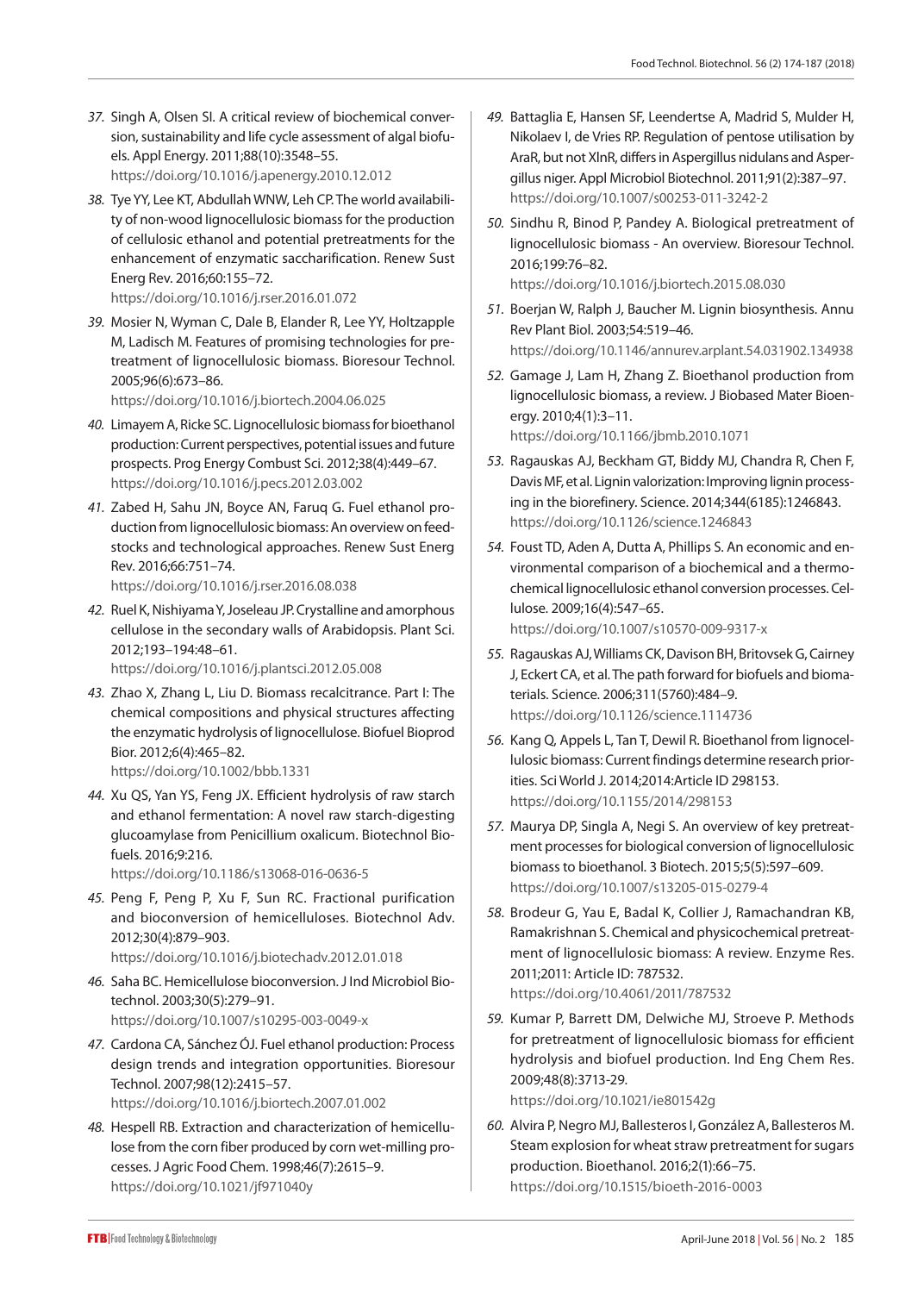37. Singh A, Olsen SI. A critical review of biochemical conversion, sustainability and life cycle assessment of algal biofuels. Appl Energy. 2011;88(10):3548–55. https://doi.org/10.1016/j.apenergy.2010.12.012

38. Tye YY, Lee KT, Abdullah WNW, Leh CP. The world availability of non-wood lignocellulosic biomass for the production of cellulosic ethanol and potential pretreatments for the enhancement of enzymatic saccharification. Renew Sust Energ Rev. 2016;60:155–72. https://doi.org/10.1016/j.rser.2016.01.072

39. Mosier N, Wyman C, Dale B, Elander R, Lee YY, Holtzapple M, Ladisch M. Features of promising technologies for pretreatment of lignocellulosic biomass. Bioresour Technol. 2005;96(6):673–86. https://doi.org/10.1016/j.biortech.2004.06.025

40. Limayem A, Ricke SC. Lignocellulosic biomass for bioethanol production: Current perspectives, potential issues and future prospects. Prog Energy Combust Sci. 2012;38(4):449–67. https://doi.org/10.1016/j.pecs.2012.03.002

41. Zabed H, Sahu JN, Boyce AN, Faruq G. Fuel ethanol production from lignocellulosic biomass: An overview on feedstocks and technological approaches. Renew Sust Energ Rev. 2016;66:751–74. https://doi.org/10.1016/j.rser.2016.08.038

42. Ruel K, Nishiyama Y, Joseleau JP. Crystalline and amorphous cellulose in the secondary walls of Arabidopsis. Plant Sci. 2012;193–194:48–61. https://doi.org/10.1016/j.plantsci.2012.05.008

43. Zhao X, Zhang L, Liu D. Biomass recalcitrance. Part I: The chemical compositions and physical structures affecting the enzymatic hydrolysis of lignocellulose. Biofuel Bioprod Bior. 2012;6(4):465–82. https://doi.org/10.1002/bbb.1331

44. Xu QS, Yan YS, Feng JX. Efficient hydrolysis of raw starch and ethanol fermentation: A novel raw starch-digesting glucoamylase from Penicillium oxalicum. Biotechnol Biofuels. 2016;9:216. https://doi.org/10.1186/s13068-016-0636-5

45. Peng F, Peng P, Xu F, Sun RC. Fractional purification and bioconversion of hemicelluloses. Biotechnol Adv. 2012;30(4):879–903. https://doi.org/10.1016/j.biotechadv.2012.01.018

46. Saha BC. Hemicellulose bioconversion. J Ind Microbiol Biotechnol. 2003;30(5):279–91. https://doi.org/10.1007/s10295-003-0049-x

47. Cardona CA, Sánchez ÓJ. Fuel ethanol production: Process design trends and integration opportunities. Bioresour Technol. 2007;98(12):2415–57. https://doi.org/10.1016/j.biortech.2007.01.002

48. Hespell RB. Extraction and characterization of hemicellulose from the corn fiber produced by corn wet-milling processes. J Agric Food Chem. 1998;46(7):2615–9. https://doi.org/10.1021/jf971040y

49. Battaglia E, Hansen SF, Leendertse A, Madrid S, Mulder H, Nikolaev I, de Vries RP. Regulation of pentose utilisation by AraR, but not XlnR, differs in Aspergillus nidulans and Aspergillus niger. Appl Microbiol Biotechnol. 2011;91(2):387–97. https://doi.org/10.1007/s00253-011-3242-2

50. Sindhu R, Binod P, Pandey A. Biological pretreatment of lignocellulosic biomass - An overview. Bioresour Technol. 2016;199:76–82. https://doi.org/10.1016/j.biortech.2015.08.030

51. Boerjan W, Ralph J, Baucher M. Lignin biosynthesis. Annu Rev Plant Biol. 2003;54:519–46. https://doi.org/10.1146/annurev.arplant.54.031902.134938

52. Gamage J, Lam H, Zhang Z. Bioethanol production from lignocellulosic biomass, a review. J Biobased Mater Bioenergy. 2010;4(1):3–11. https://doi.org/10.1166/jbmb.2010.1071

53. Ragauskas AJ, Beckham GT, Biddy MJ, Chandra R, Chen F, Davis MF, et al. Lignin valorization: Improving lignin processing in the biorefinery. Science. 2014;344(6185):1246843. https://doi.org/10.1126/science.1246843

54. Foust TD, Aden A, Dutta A, Phillips S. An economic and environmental comparison of a biochemical and a thermochemical lignocellulosic ethanol conversion processes. Cellulose. 2009;16(4):547–65. https://doi.org/10.1007/s10570-009-9317-x

55. Ragauskas AJ, Williams CK, Davison BH, Britovsek G, Cairney J, Eckert CA, et al. The path forward for biofuels and biomaterials. Science. 2006;311(5760):484–9. https://doi.org/10.1126/science.1114736

56. Kang Q, Appels L, Tan T, Dewil R. Bioethanol from lignocellulosic biomass: Current findings determine research priorities. Sci World J. 2014;2014:Article ID 298153. https://doi.org/10.1155/2014/298153

57. Maurya DP, Singla A, Negi S. An overview of key pretreatment processes for biological conversion of lignocellulosic biomass to bioethanol. 3 Biotech. 2015;5(5):597–609. https://doi.org/10.1007/s13205-015-0279-4

58. Brodeur G, Yau E, Badal K, Collier J, Ramachandran KB, Ramakrishnan S. Chemical and physicochemical pretreatment of lignocellulosic biomass: A review. Enzyme Res. 2011;2011: Article ID: 787532. https://doi.org/10.4061/2011/787532

59. Kumar P, Barrett DM, Delwiche MJ, Stroeve P. Methods for pretreatment of lignocellulosic biomass for efficient hydrolysis and biofuel production. Ind Eng Chem Res. 2009;48(8):3713-29. https://doi.org/10.1021/ie801542g

60. Alvira P, Negro MJ, Ballesteros I, González A, Ballesteros M. Steam explosion for wheat straw pretreatment for sugars production. Bioethanol. 2016;2(1):66–75. https://doi.org/10.1515/bioeth-2016-0003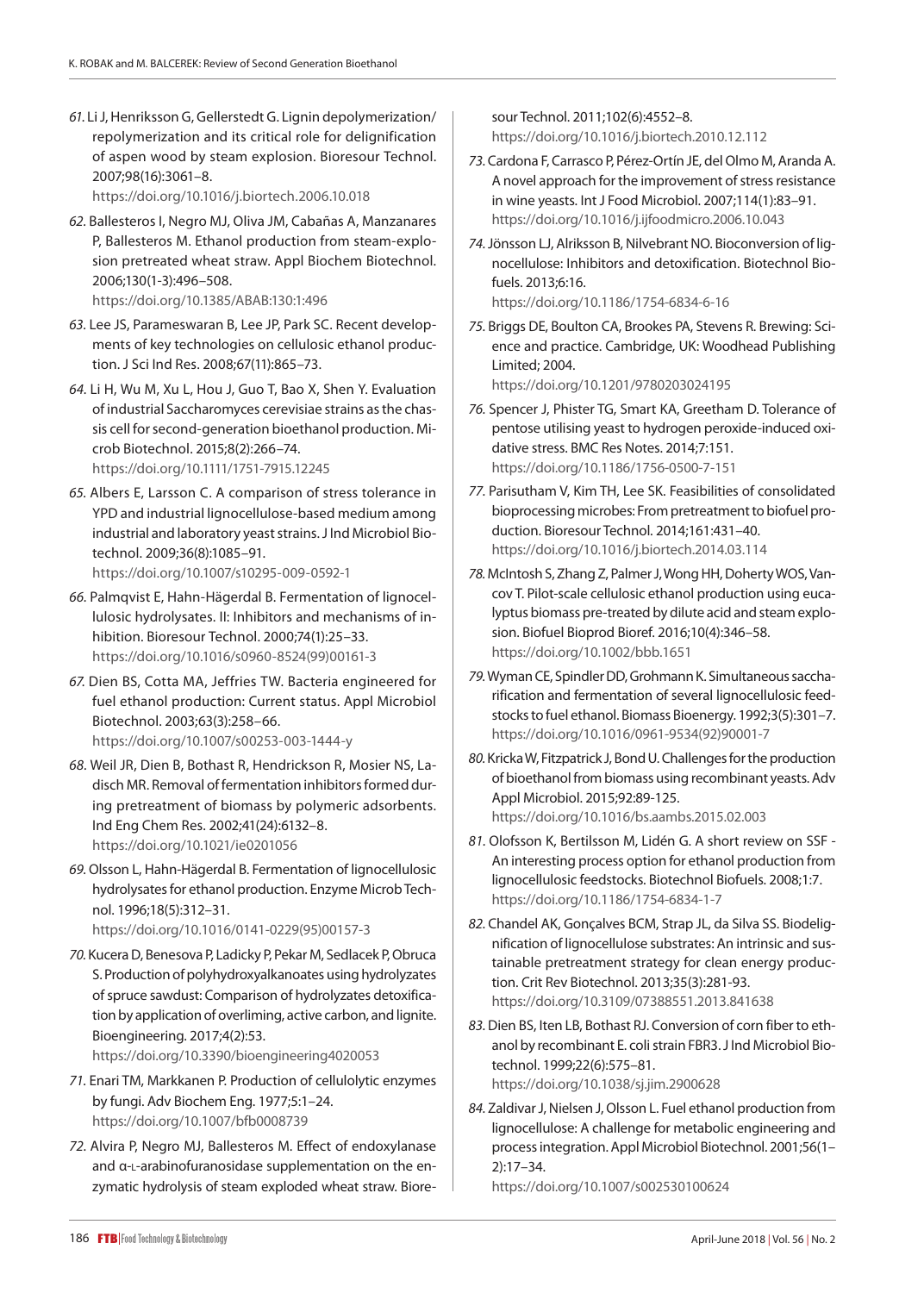61. Li J, Henriksson G, Gellerstedt G. Lignin depolymerization/repolymerization and its critical role for delignification of aspen wood by steam explosion. Bioresour Technol. 2007;98(16):3061–8.
https://doi.org/10.1016/j.biortech.2006.10.018

62. Ballesteros I, Negro MJ, Oliva JM, Cabañas A, Manzanares P, Ballesteros M. Ethanol production from steam-explosion pretreated wheat straw. Appl Biochem Biotechnol. 2006;130(1-3):496–508.
https://doi.org/10.1385/ABAB:130:1:496

63. Lee JS, Parameswaran B, Lee JP, Park SC. Recent developments of key technologies on cellulosic ethanol production. J Sci Ind Res. 2008;67(11):865–73.

64. Li H, Wu M, Xu L, Hou J, Guo T, Bao X, Shen Y. Evaluation of industrial Saccharomyces cerevisiae strains as the chassis cell for second-generation bioethanol production. Microb Biotechnol. 2015;8(2):266–74.
https://doi.org/10.1111/1751-7915.12245

65. Albers E, Larsson C. A comparison of stress tolerance in YPD and industrial lignocellulose-based medium among industrial and laboratory yeast strains. J Ind Microbiol Biotechnol. 2009;36(8):1085–91.
https://doi.org/10.1007/s10295-009-0592-1

66. Palmqvist E, Hahn-Hägerdal B. Fermentation of lignocellulosic hydrolysates. II: Inhibitors and mechanisms of inhibition. Bioresour Technol. 2000;74(1):25–33.
https://doi.org/10.1016/s0960-8524(99)00161-3

67. Dien BS, Cotta MA, Jeffries TW. Bacteria engineered for fuel ethanol production: Current status. Appl Microbiol Biotechnol. 2003;63(3):258–66.
https://doi.org/10.1007/s00253-003-1444-y

68. Weil JR, Dien B, Bothast R, Hendrickson R, Mosier NS, Ladisch MR. Removal of fermentation inhibitors formed during pretreatment of biomass by polymeric adsorbents. Ind Eng Chem Res. 2002;41(24):6132–8.
https://doi.org/10.1021/ie0201056

69. Olsson L, Hahn-Hägerdal B. Fermentation of lignocellulosic hydrolysates for ethanol production. Enzyme Microb Technol. 1996;18(5):312–31.
https://doi.org/10.1016/0141-0229(95)00157-3

70. Kucera D, Benesova P, Ladicky P, Pekar M, Sedlacek P, Obruca S. Production of polyhydroxyalkanoates using hydrolyzates of spruce sawdust: Comparison of hydrolyzates detoxification by application of overliming, active carbon, and lignite. Bioengineering. 2017;4(2):53.
https://doi.org/10.3390/bioengineering4020053

71. Enari TM, Markkanen P. Production of cellulolytic enzymes by fungi. Adv Biochem Eng. 1977;5:1–24.
https://doi.org/10.1007/bfb0008739

72. Alvira P, Negro MJ, Ballesteros M. Effect of endoxylanase and α-L-arabinofuranosidase supplementation on the enzymatic hydrolysis of steam exploded wheat straw. Bioresour Technol. 2011;102(6):4552–8.
https://doi.org/10.1016/j.biortech.2010.12.112

73. Cardona F, Carrasco P, Pérez-Ortín JE, del Olmo M, Aranda A. A novel approach for the improvement of stress resistance in wine yeasts. Int J Food Microbiol. 2007;114(1):83–91.
https://doi.org/10.1016/j.ijfoodmicro.2006.10.043

74. Jönsson LJ, Alriksson B, Nilvebrant NO. Bioconversion of lignocellulose: Inhibitors and detoxification. Biotechnol Biofuels. 2013;6:16.
https://doi.org/10.1186/1754-6834-6-16

75. Briggs DE, Boulton CA, Brookes PA, Stevens R. Brewing: Science and practice. Cambridge, UK: Woodhead Publishing Limited; 2004.
https://doi.org/10.1201/9780203024195

76. Spencer J, Phister TG, Smart KA, Greetham D. Tolerance of pentose utilising yeast to hydrogen peroxide-induced oxidative stress. BMC Res Notes. 2014;7:151.
https://doi.org/10.1186/1756-0500-7-151

77. Parisutham V, Kim TH, Lee SK. Feasibilities of consolidated bioprocessing microbes: From pretreatment to biofuel production. Bioresour Technol. 2014;161:431–40.
https://doi.org/10.1016/j.biortech.2014.03.114

78. McIntosh S, Zhang Z, Palmer J, Wong HH, Doherty WOS, Vancov T. Pilot-scale cellulosic ethanol production using eucalyptus biomass pre-treated by dilute acid and steam explosion. Biofuel Bioprod Bioref. 2016;10(4):346–58.
https://doi.org/10.1002/bbb.1651

79. Wyman CE, Spindler DD, Grohmann K. Simultaneous saccharification and fermentation of several lignocellulosic feedstocks to fuel ethanol. Biomass Bioenergy. 1992;3(5):301–7.
https://doi.org/10.1016/0961-9534(92)90001-7

80. Kricka W, Fitzpatrick J, Bond U. Challenges for the production of bioethanol from biomass using recombinant yeasts. Adv Appl Microbiol. 2015;92:89-125.
https://doi.org/10.1016/bs.aambs.2015.02.003

81. Olofsson K, Bertilsson M, Lidén G. A short review on SSF - An interesting process option for ethanol production from lignocellulosic feedstocks. Biotechnol Biofuels. 2008;1:7.
https://doi.org/10.1186/1754-6834-1-7

82. Chandel AK, Gonçalves BCM, Strap JL, da Silva SS. Biodelignification of lignocellulose substrates: An intrinsic and sustainable pretreatment strategy for clean energy production. Crit Rev Biotechnol. 2013;35(3):281-93.
https://doi.org/10.3109/07388551.2013.841638

83. Dien BS, Iten LB, Bothast RJ. Conversion of corn fiber to ethanol by recombinant E. coli strain FBR3. J Ind Microbiol Biotechnol. 1999;22(6):575–81.
https://doi.org/10.1038/sj.jim.2900628

84. Zaldivar J, Nielsen J, Olsson L. Fuel ethanol production from lignocellulose: A challenge for metabolic engineering and process integration. Appl Microbiol Biotechnol. 2001;56(1–2):17–34.
https://doi.org/10.1007/s002530100624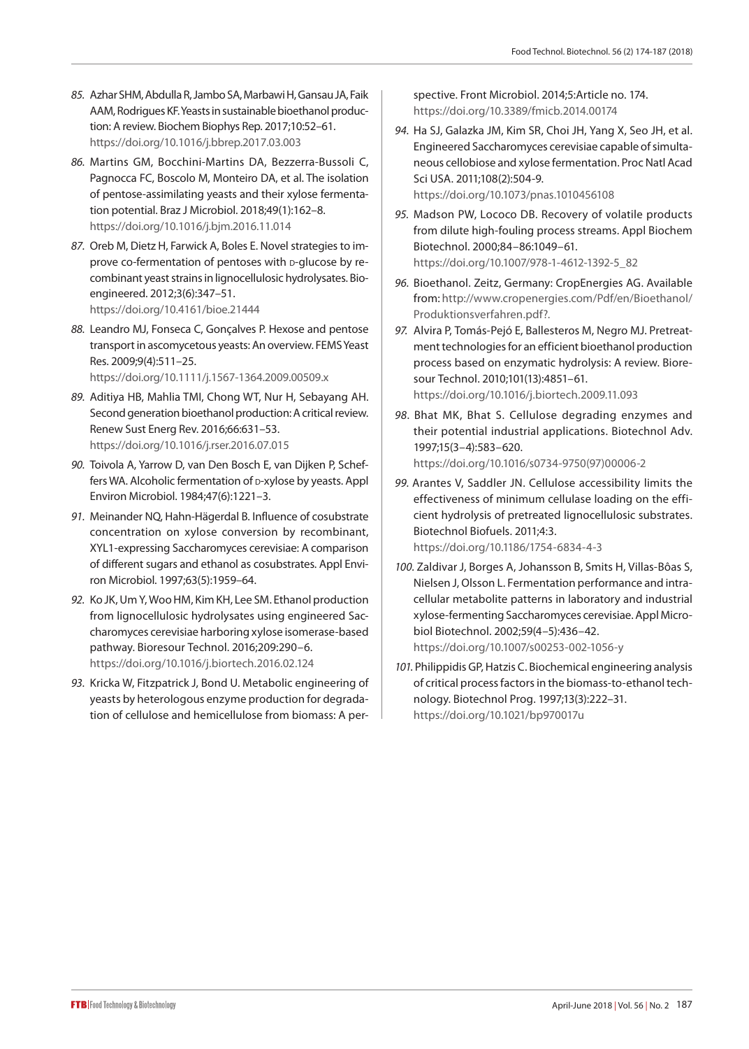85. Azhar SHM, Abdulla R, Jambo SA, Marbawi H, Gansau JA, Faik AAM, Rodrigues KF. Yeasts in sustainable bioethanol production: A review. Biochem Biophys Rep. 2017;10:52–61. https://doi.org/10.1016/j.bbrep.2017.03.003

86. Martins GM, Bocchini-Martins DA, Bezzerra-Bussoli C, Pagnocca FC, Boscolo M, Monteiro DA, et al. The isolation of pentose-assimilating yeasts and their xylose fermentation potential. Braz J Microbiol. 2018;49(1):162–8. https://doi.org/10.1016/j.bjm.2016.11.014

87. Oreb M, Dietz H, Farwick A, Boles E. Novel strategies to improve co-fermentation of pentoses with D-glucose by recombinant yeast strains in lignocellulosic hydrolysates. Bioengineered. 2012;3(6):347–51. https://doi.org/10.4161/bioe.21444

88. Leandro MJ, Fonseca C, Gonçalves P. Hexose and pentose transport in ascomycetous yeasts: An overview. FEMS Yeast Res. 2009;9(4):511–25. https://doi.org/10.1111/j.1567-1364.2009.00509.x

89. Aditiya HB, Mahlia TMI, Chong WT, Nur H, Sebayang AH. Second generation bioethanol production: A critical review. Renew Sust Energ Rev. 2016;66:631–53. https://doi.org/10.1016/j.rser.2016.07.015

90. Toivola A, Yarrow D, van Den Bosch E, van Dijken P, Scheffers WA. Alcoholic fermentation of D-xylose by yeasts. Appl Environ Microbiol. 1984;47(6):1221–3.

91. Meinander NQ, Hahn-Hägerdal B. Influence of cosubstrate concentration on xylose conversion by recombinant, XYL1-expressing Saccharomyces cerevisiae: A comparison of different sugars and ethanol as cosubstrates. Appl Environ Microbiol. 1997;63(5):1959–64.

92. Ko JK, Um Y, Woo HM, Kim KH, Lee SM. Ethanol production from lignocellulosic hydrolysates using engineered Saccharomyces cerevisiae harboring xylose isomerase-based pathway. Bioresour Technol. 2016;209:290–6. https://doi.org/10.1016/j.biortech.2016.02.124

93. Kricka W, Fitzpatrick J, Bond U. Metabolic engineering of yeasts by heterologous enzyme production for degradation of cellulose and hemicellulose from biomass: A perspective. Front Microbiol. 2014;5:Article no. 174. https://doi.org/10.3389/fmicb.2014.00174

94. Ha SJ, Galazka JM, Kim SR, Choi JH, Yang X, Seo JH, et al. Engineered Saccharomyces cerevisiae capable of simultaneous cellobiose and xylose fermentation. Proc Natl Acad Sci USA. 2011;108(2):504-9. https://doi.org/10.1073/pnas.1010456108

95. Madson PW, Lococo DB. Recovery of volatile products from dilute high-fouling process streams. Appl Biochem Biotechnol. 2000;84–86:1049–61. https://doi.org/10.1007/978-1-4612-1392-5_82

96. Bioethanol. Zeitz, Germany: CropEnergies AG. Available from: http://www.cropenergies.com/Pdf/en/Bioethanol/Produktionsverfahren.pdf?.

97. Alvira P, Tomás-Pejó E, Ballesteros M, Negro MJ. Pretreatment technologies for an efficient bioethanol production process based on enzymatic hydrolysis: A review. Bioresour Technol. 2010;101(13):4851–61. https://doi.org/10.1016/j.biortech.2009.11.093

98. Bhat MK, Bhat S. Cellulose degrading enzymes and their potential industrial applications. Biotechnol Adv. 1997;15(3–4):583–620. https://doi.org/10.1016/s0734-9750(97)00006-2

99. Arantes V, Saddler JN. Cellulose accessibility limits the effectiveness of minimum cellulase loading on the efficient hydrolysis of pretreated lignocellulosic substrates. Biotechnol Biofuels. 2011;4:3. https://doi.org/10.1186/1754-6834-4-3

100. Zaldivar J, Borges A, Johansson B, Smits H, Villas-Bôas S, Nielsen J, Olsson L. Fermentation performance and intracellular metabolite patterns in laboratory and industrial xylose-fermenting Saccharomyces cerevisiae. Appl Microbiol Biotechnol. 2002;59(4–5):436–42. https://doi.org/10.1007/s00253-002-1056-y

101. Philippidis GP, Hatzis C. Biochemical engineering analysis of critical process factors in the biomass-to-ethanol technology. Biotechnol Prog. 1997;13(3):222–31. https://doi.org/10.1021/bp970017u